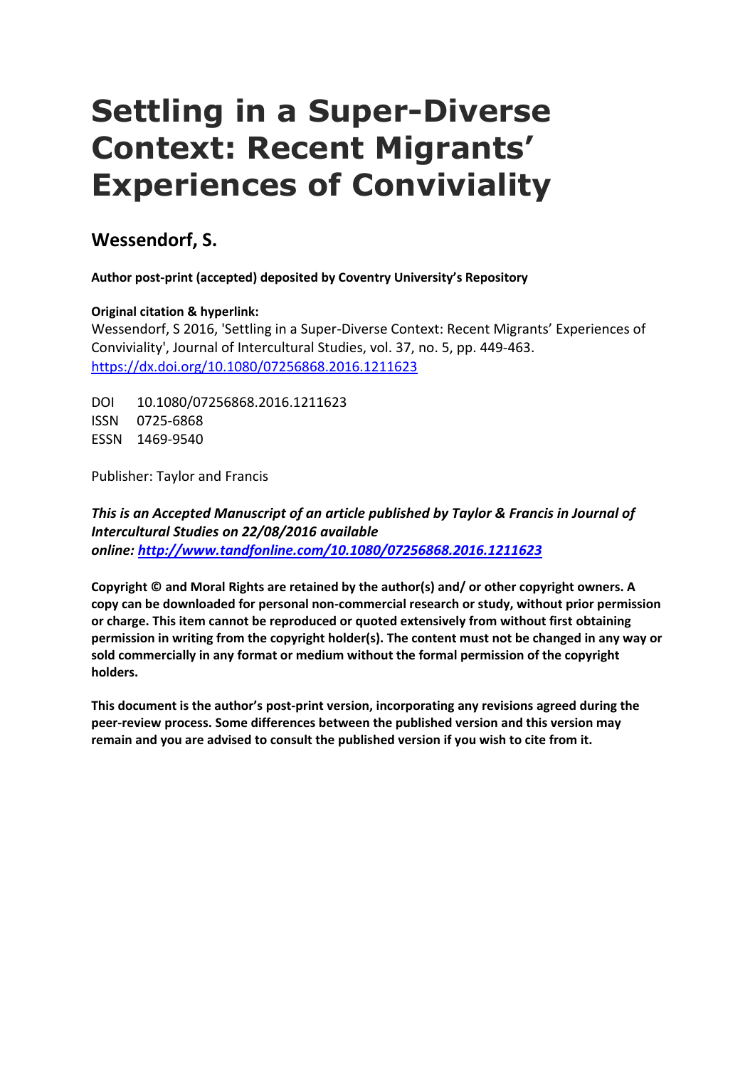# Settling in a Super-Diverse Context: Recent Migrants' Experiences of Conviviality

## Wessendorf, S.

**Author post-print (accepted) deposited by Coventry University's Repository**

**Original citation & hyperlink:**
Wessendorf, S 2016, 'Settling in a Super-Diverse Context: Recent Migrants' Experiences of Conviviality', Journal of Intercultural Studies, vol. 37, no. 5, pp. 449-463.
https://dx.doi.org/10.1080/07256868.2016.1211623

DOI 10.1080/07256868.2016.1211623
ISSN 0725-6868
ESSN 1469-9540

Publisher: Taylor and Francis

***This is an Accepted Manuscript of an article published by Taylor & Francis in Journal of Intercultural Studies on 22/08/2016 available online: http://www.tandfonline.com/10.1080/07256868.2016.1211623***

**Copyright © and Moral Rights are retained by the author(s) and/ or other copyright owners. A copy can be downloaded for personal non-commercial research or study, without prior permission or charge. This item cannot be reproduced or quoted extensively from without first obtaining permission in writing from the copyright holder(s). The content must not be changed in any way or sold commercially in any format or medium without the formal permission of the copyright holders.**

**This document is the author's post-print version, incorporating any revisions agreed during the peer-review process. Some differences between the published version and this version may remain and you are advised to consult the published version if you wish to cite from it.**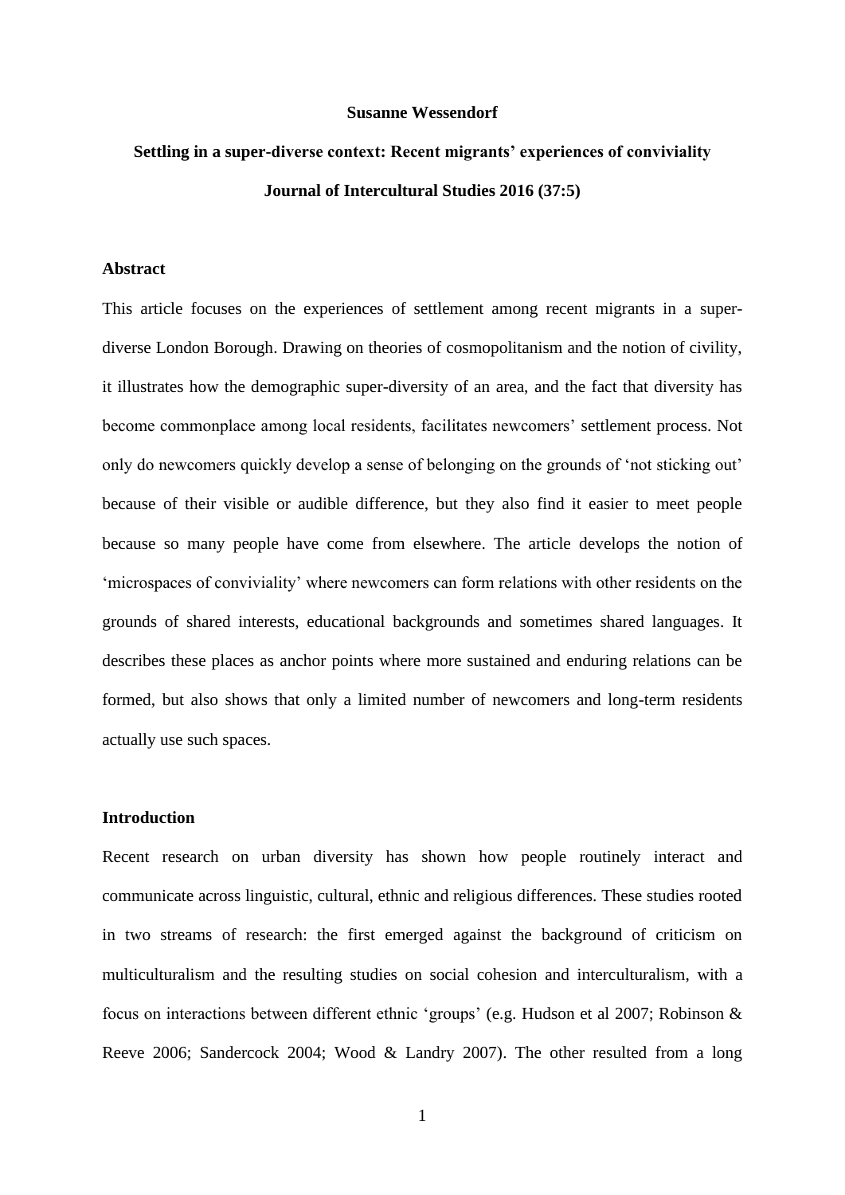**Susanne Wessendorf**

**Settling in a super-diverse context: Recent migrants' experiences of conviviality**

**Journal of Intercultural Studies 2016 (37:5)**

## Abstract

This article focuses on the experiences of settlement among recent migrants in a super-diverse London Borough. Drawing on theories of cosmopolitanism and the notion of civility, it illustrates how the demographic super-diversity of an area, and the fact that diversity has become commonplace among local residents, facilitates newcomers' settlement process. Not only do newcomers quickly develop a sense of belonging on the grounds of 'not sticking out' because of their visible or audible difference, but they also find it easier to meet people because so many people have come from elsewhere. The article develops the notion of 'microspaces of conviviality' where newcomers can form relations with other residents on the grounds of shared interests, educational backgrounds and sometimes shared languages. It describes these places as anchor points where more sustained and enduring relations can be formed, but also shows that only a limited number of newcomers and long-term residents actually use such spaces.

## Introduction

Recent research on urban diversity has shown how people routinely interact and communicate across linguistic, cultural, ethnic and religious differences. These studies rooted in two streams of research: the first emerged against the background of criticism on multiculturalism and the resulting studies on social cohesion and interculturalism, with a focus on interactions between different ethnic 'groups' (e.g. Hudson et al 2007; Robinson & Reeve 2006; Sandercock 2004; Wood & Landry 2007). The other resulted from a long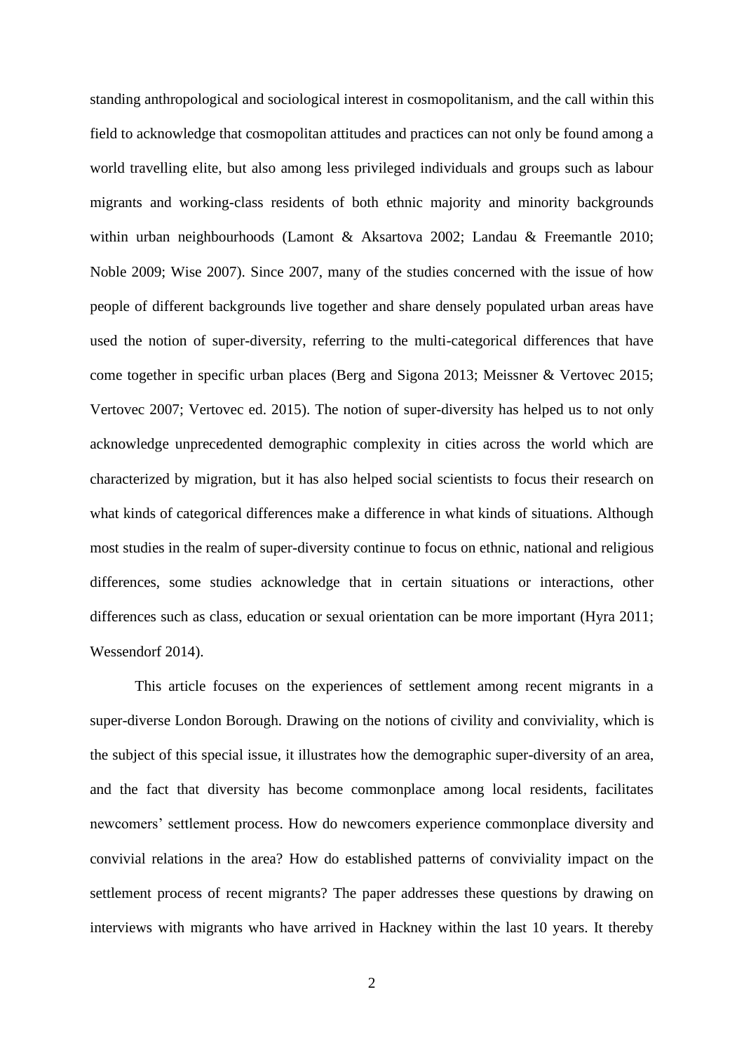standing anthropological and sociological interest in cosmopolitanism, and the call within this field to acknowledge that cosmopolitan attitudes and practices can not only be found among a world travelling elite, but also among less privileged individuals and groups such as labour migrants and working-class residents of both ethnic majority and minority backgrounds within urban neighbourhoods (Lamont & Aksartova 2002; Landau & Freemantle 2010; Noble 2009; Wise 2007). Since 2007, many of the studies concerned with the issue of how people of different backgrounds live together and share densely populated urban areas have used the notion of super-diversity, referring to the multi-categorical differences that have come together in specific urban places (Berg and Sigona 2013; Meissner & Vertovec 2015; Vertovec 2007; Vertovec ed. 2015). The notion of super-diversity has helped us to not only acknowledge unprecedented demographic complexity in cities across the world which are characterized by migration, but it has also helped social scientists to focus their research on what kinds of categorical differences make a difference in what kinds of situations. Although most studies in the realm of super-diversity continue to focus on ethnic, national and religious differences, some studies acknowledge that in certain situations or interactions, other differences such as class, education or sexual orientation can be more important (Hyra 2011; Wessendorf 2014).

This article focuses on the experiences of settlement among recent migrants in a super-diverse London Borough. Drawing on the notions of civility and conviviality, which is the subject of this special issue, it illustrates how the demographic super-diversity of an area, and the fact that diversity has become commonplace among local residents, facilitates newcomers' settlement process. How do newcomers experience commonplace diversity and convivial relations in the area? How do established patterns of conviviality impact on the settlement process of recent migrants? The paper addresses these questions by drawing on interviews with migrants who have arrived in Hackney within the last 10 years. It thereby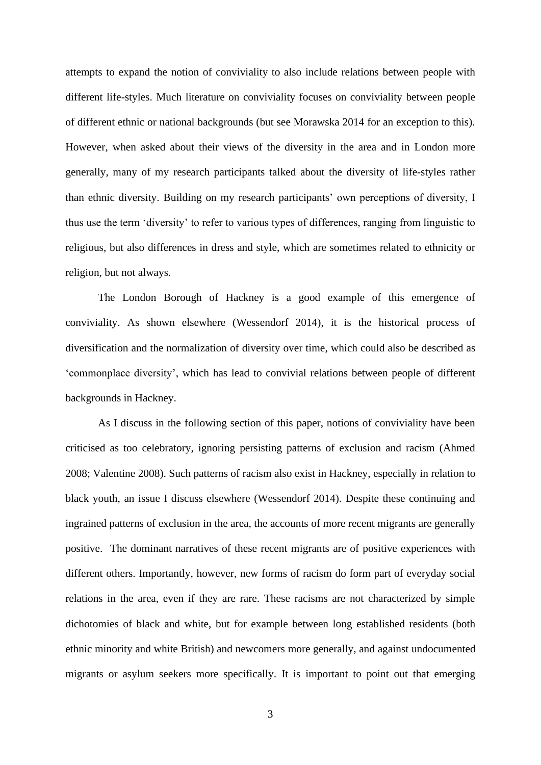attempts to expand the notion of conviviality to also include relations between people with different life-styles. Much literature on conviviality focuses on conviviality between people of different ethnic or national backgrounds (but see Morawska 2014 for an exception to this). However, when asked about their views of the diversity in the area and in London more generally, many of my research participants talked about the diversity of life-styles rather than ethnic diversity. Building on my research participants' own perceptions of diversity, I thus use the term 'diversity' to refer to various types of differences, ranging from linguistic to religious, but also differences in dress and style, which are sometimes related to ethnicity or religion, but not always.

The London Borough of Hackney is a good example of this emergence of conviviality. As shown elsewhere (Wessendorf 2014), it is the historical process of diversification and the normalization of diversity over time, which could also be described as 'commonplace diversity', which has lead to convivial relations between people of different backgrounds in Hackney.

As I discuss in the following section of this paper, notions of conviviality have been criticised as too celebratory, ignoring persisting patterns of exclusion and racism (Ahmed 2008; Valentine 2008). Such patterns of racism also exist in Hackney, especially in relation to black youth, an issue I discuss elsewhere (Wessendorf 2014). Despite these continuing and ingrained patterns of exclusion in the area, the accounts of more recent migrants are generally positive. The dominant narratives of these recent migrants are of positive experiences with different others. Importantly, however, new forms of racism do form part of everyday social relations in the area, even if they are rare. These racisms are not characterized by simple dichotomies of black and white, but for example between long established residents (both ethnic minority and white British) and newcomers more generally, and against undocumented migrants or asylum seekers more specifically. It is important to point out that emerging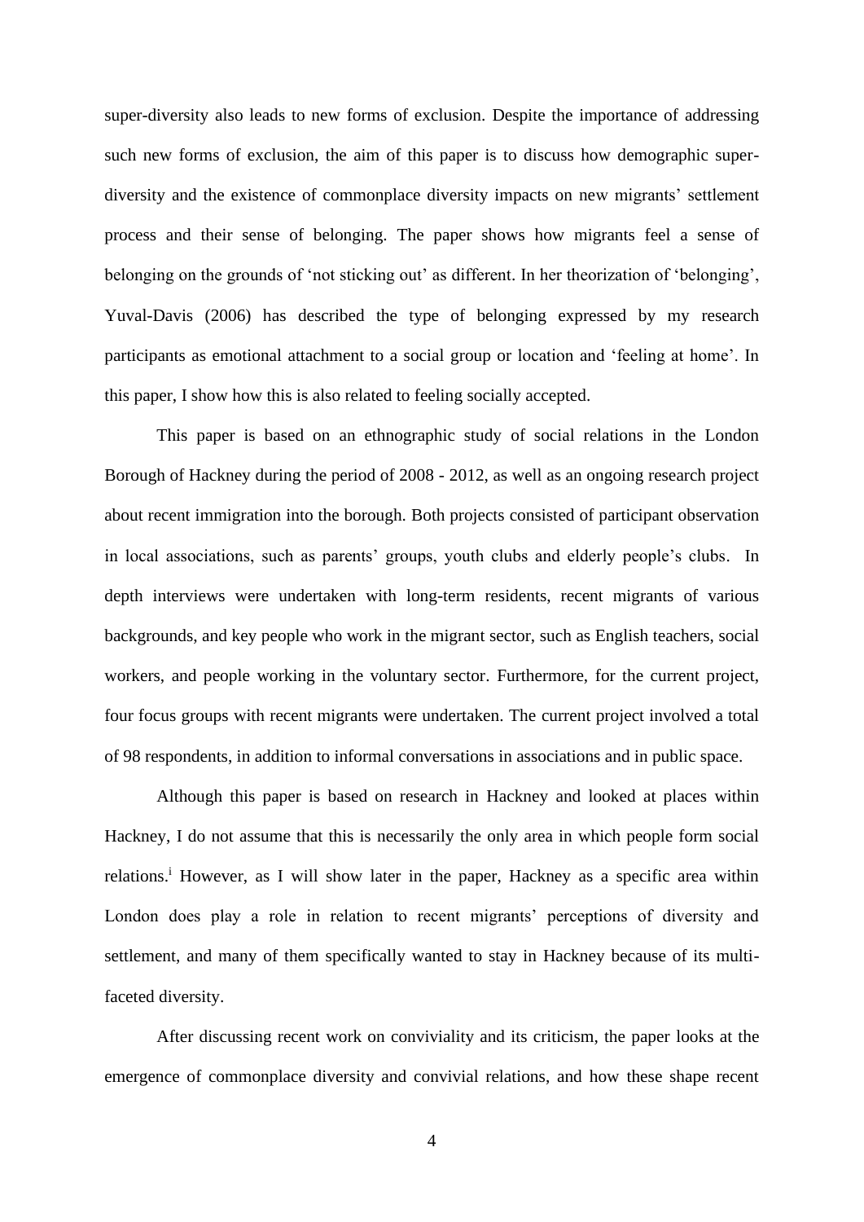super-diversity also leads to new forms of exclusion. Despite the importance of addressing such new forms of exclusion, the aim of this paper is to discuss how demographic super-diversity and the existence of commonplace diversity impacts on new migrants' settlement process and their sense of belonging. The paper shows how migrants feel a sense of belonging on the grounds of 'not sticking out' as different. In her theorization of 'belonging', Yuval-Davis (2006) has described the type of belonging expressed by my research participants as emotional attachment to a social group or location and 'feeling at home'. In this paper, I show how this is also related to feeling socially accepted.

This paper is based on an ethnographic study of social relations in the London Borough of Hackney during the period of 2008 - 2012, as well as an ongoing research project about recent immigration into the borough. Both projects consisted of participant observation in local associations, such as parents' groups, youth clubs and elderly people's clubs. In depth interviews were undertaken with long-term residents, recent migrants of various backgrounds, and key people who work in the migrant sector, such as English teachers, social workers, and people working in the voluntary sector. Furthermore, for the current project, four focus groups with recent migrants were undertaken. The current project involved a total of 98 respondents, in addition to informal conversations in associations and in public space.

Although this paper is based on research in Hackney and looked at places within Hackney, I do not assume that this is necessarily the only area in which people form social relations.[i] However, as I will show later in the paper, Hackney as a specific area within London does play a role in relation to recent migrants' perceptions of diversity and settlement, and many of them specifically wanted to stay in Hackney because of its multi-faceted diversity.

After discussing recent work on conviviality and its criticism, the paper looks at the emergence of commonplace diversity and convivial relations, and how these shape recent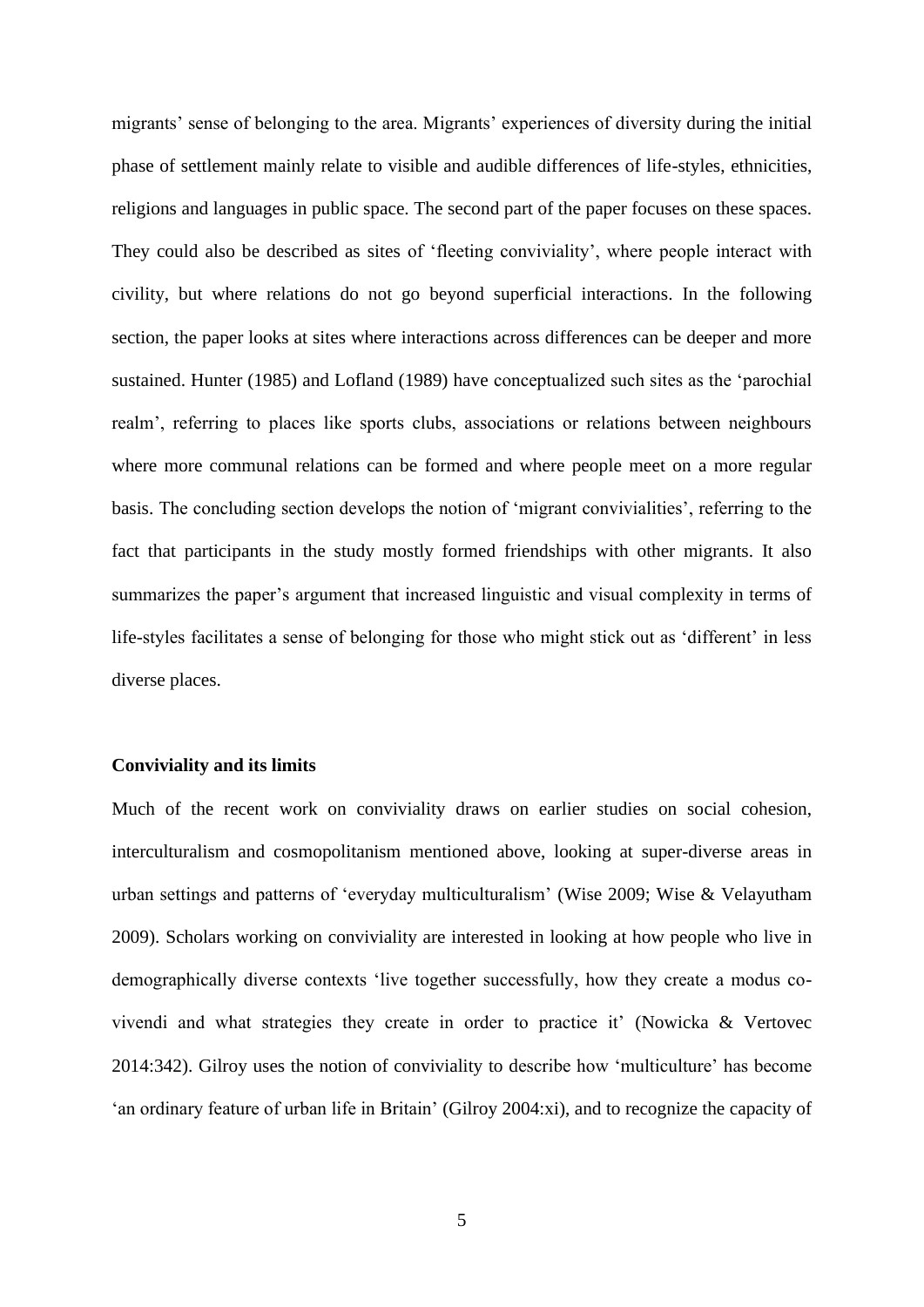migrants' sense of belonging to the area. Migrants' experiences of diversity during the initial phase of settlement mainly relate to visible and audible differences of life-styles, ethnicities, religions and languages in public space. The second part of the paper focuses on these spaces. They could also be described as sites of 'fleeting conviviality', where people interact with civility, but where relations do not go beyond superficial interactions. In the following section, the paper looks at sites where interactions across differences can be deeper and more sustained. Hunter (1985) and Lofland (1989) have conceptualized such sites as the 'parochial realm', referring to places like sports clubs, associations or relations between neighbours where more communal relations can be formed and where people meet on a more regular basis. The concluding section develops the notion of 'migrant convivialities', referring to the fact that participants in the study mostly formed friendships with other migrants. It also summarizes the paper's argument that increased linguistic and visual complexity in terms of life-styles facilitates a sense of belonging for those who might stick out as 'different' in less diverse places.

**Conviviality and its limits**

Much of the recent work on conviviality draws on earlier studies on social cohesion, interculturalism and cosmopolitanism mentioned above, looking at super-diverse areas in urban settings and patterns of 'everyday multiculturalism' (Wise 2009; Wise & Velayutham 2009). Scholars working on conviviality are interested in looking at how people who live in demographically diverse contexts 'live together successfully, how they create a modus co-vivendi and what strategies they create in order to practice it' (Nowicka & Vertovec 2014:342). Gilroy uses the notion of conviviality to describe how 'multiculture' has become 'an ordinary feature of urban life in Britain' (Gilroy 2004:xi), and to recognize the capacity of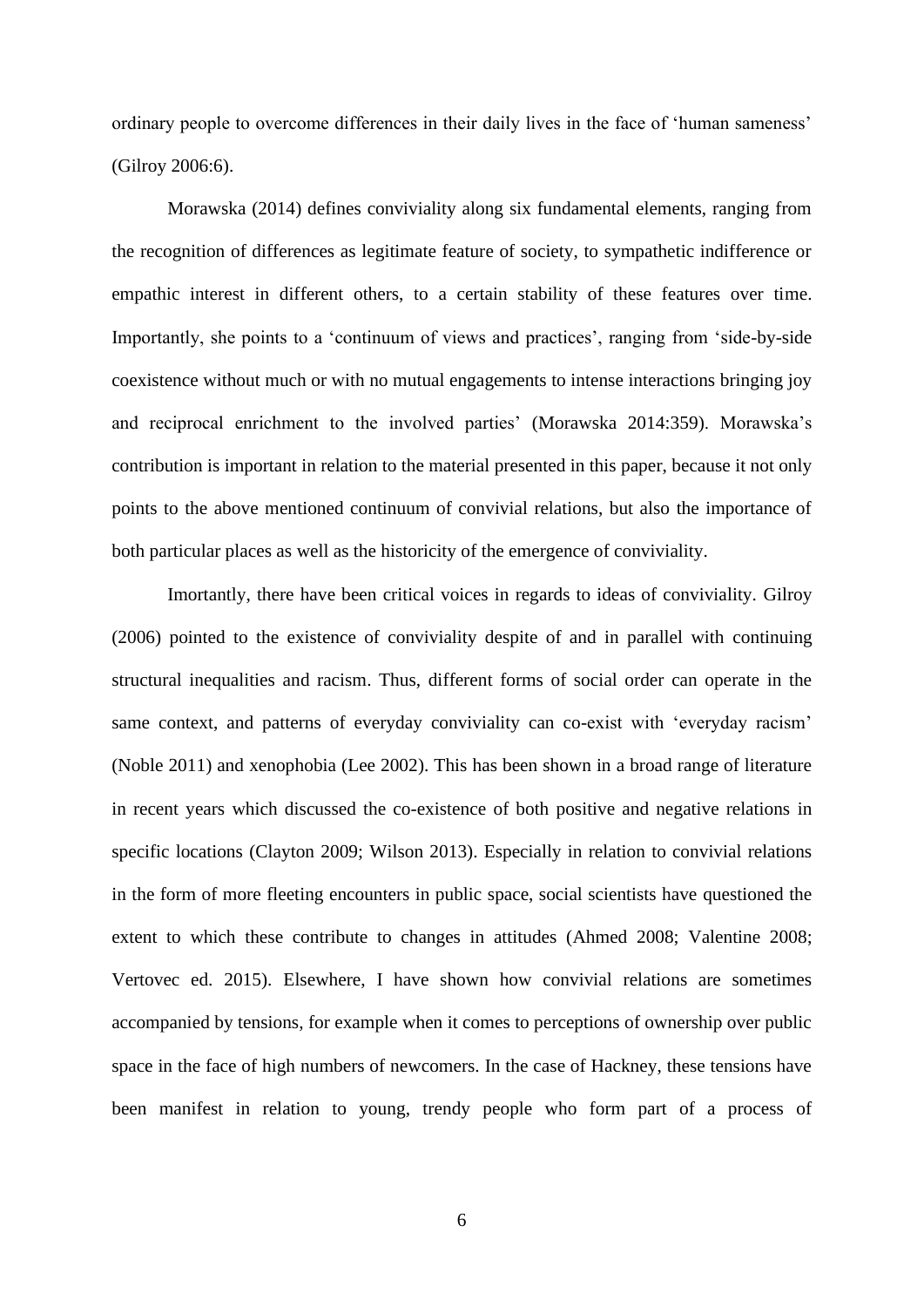ordinary people to overcome differences in their daily lives in the face of 'human sameness' (Gilroy 2006:6).

Morawska (2014) defines conviviality along six fundamental elements, ranging from the recognition of differences as legitimate feature of society, to sympathetic indifference or empathic interest in different others, to a certain stability of these features over time. Importantly, she points to a 'continuum of views and practices', ranging from 'side-by-side coexistence without much or with no mutual engagements to intense interactions bringing joy and reciprocal enrichment to the involved parties' (Morawska 2014:359). Morawska's contribution is important in relation to the material presented in this paper, because it not only points to the above mentioned continuum of convivial relations, but also the importance of both particular places as well as the historicity of the emergence of conviviality.

Imortantly, there have been critical voices in regards to ideas of conviviality. Gilroy (2006) pointed to the existence of conviviality despite of and in parallel with continuing structural inequalities and racism. Thus, different forms of social order can operate in the same context, and patterns of everyday conviviality can co-exist with 'everyday racism' (Noble 2011) and xenophobia (Lee 2002). This has been shown in a broad range of literature in recent years which discussed the co-existence of both positive and negative relations in specific locations (Clayton 2009; Wilson 2013). Especially in relation to convivial relations in the form of more fleeting encounters in public space, social scientists have questioned the extent to which these contribute to changes in attitudes (Ahmed 2008; Valentine 2008; Vertovec ed. 2015). Elsewhere, I have shown how convivial relations are sometimes accompanied by tensions, for example when it comes to perceptions of ownership over public space in the face of high numbers of newcomers. In the case of Hackney, these tensions have been manifest in relation to young, trendy people who form part of a process of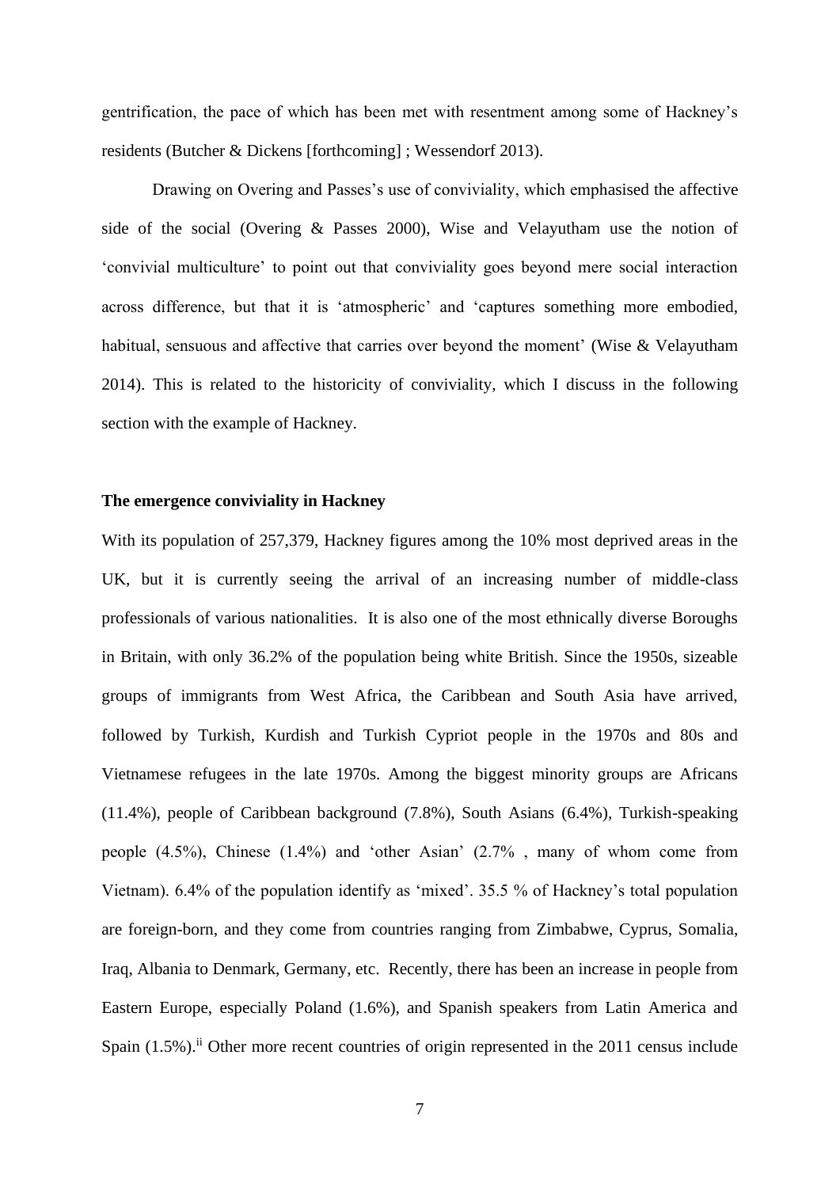gentrification, the pace of which has been met with resentment among some of Hackney's residents (Butcher & Dickens [forthcoming] ; Wessendorf 2013).

Drawing on Overing and Passes's use of conviviality, which emphasised the affective side of the social (Overing & Passes 2000), Wise and Velayutham use the notion of 'convivial multiculture' to point out that conviviality goes beyond mere social interaction across difference, but that it is 'atmospheric' and 'captures something more embodied, habitual, sensuous and affective that carries over beyond the moment' (Wise & Velayutham 2014). This is related to the historicity of conviviality, which I discuss in the following section with the example of Hackney.

**The emergence conviviality in Hackney**

With its population of 257,379, Hackney figures among the 10% most deprived areas in the UK, but it is currently seeing the arrival of an increasing number of middle-class professionals of various nationalities. It is also one of the most ethnically diverse Boroughs in Britain, with only 36.2% of the population being white British. Since the 1950s, sizeable groups of immigrants from West Africa, the Caribbean and South Asia have arrived, followed by Turkish, Kurdish and Turkish Cypriot people in the 1970s and 80s and Vietnamese refugees in the late 1970s. Among the biggest minority groups are Africans (11.4%), people of Caribbean background (7.8%), South Asians (6.4%), Turkish-speaking people (4.5%), Chinese (1.4%) and 'other Asian' (2.7% , many of whom come from Vietnam). 6.4% of the population identify as 'mixed'. 35.5 % of Hackney's total population are foreign-born, and they come from countries ranging from Zimbabwe, Cyprus, Somalia, Iraq, Albania to Denmark, Germany, etc. Recently, there has been an increase in people from Eastern Europe, especially Poland (1.6%), and Spanish speakers from Latin America and Spain (1.5%).[ii] Other more recent countries of origin represented in the 2011 census include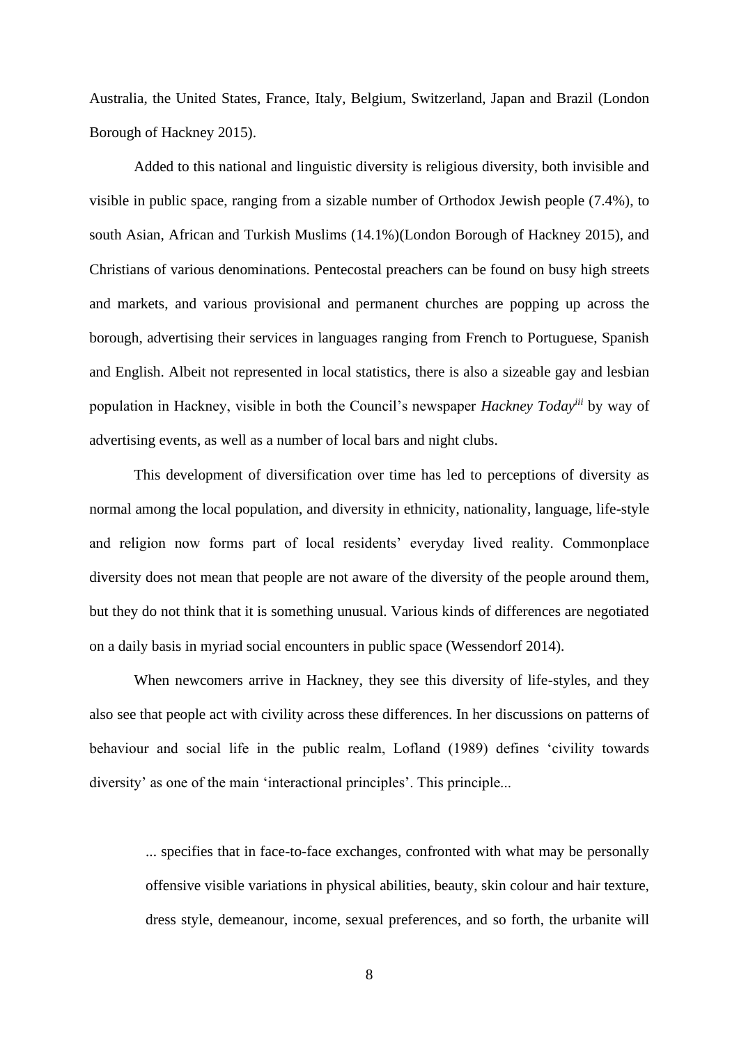Australia, the United States, France, Italy, Belgium, Switzerland, Japan and Brazil (London Borough of Hackney 2015).

Added to this national and linguistic diversity is religious diversity, both invisible and visible in public space, ranging from a sizable number of Orthodox Jewish people (7.4%), to south Asian, African and Turkish Muslims (14.1%)(London Borough of Hackney 2015), and Christians of various denominations. Pentecostal preachers can be found on busy high streets and markets, and various provisional and permanent churches are popping up across the borough, advertising their services in languages ranging from French to Portuguese, Spanish and English. Albeit not represented in local statistics, there is also a sizeable gay and lesbian population in Hackney, visible in both the Council's newspaper *Hackney Today*[iii] by way of advertising events, as well as a number of local bars and night clubs.

This development of diversification over time has led to perceptions of diversity as normal among the local population, and diversity in ethnicity, nationality, language, life-style and religion now forms part of local residents' everyday lived reality. Commonplace diversity does not mean that people are not aware of the diversity of the people around them, but they do not think that it is something unusual. Various kinds of differences are negotiated on a daily basis in myriad social encounters in public space (Wessendorf 2014).

When newcomers arrive in Hackney, they see this diversity of life-styles, and they also see that people act with civility across these differences. In her discussions on patterns of behaviour and social life in the public realm, Lofland (1989) defines 'civility towards diversity' as one of the main 'interactional principles'. This principle...

> ... specifies that in face-to-face exchanges, confronted with what may be personally offensive visible variations in physical abilities, beauty, skin colour and hair texture, dress style, demeanour, income, sexual preferences, and so forth, the urbanite will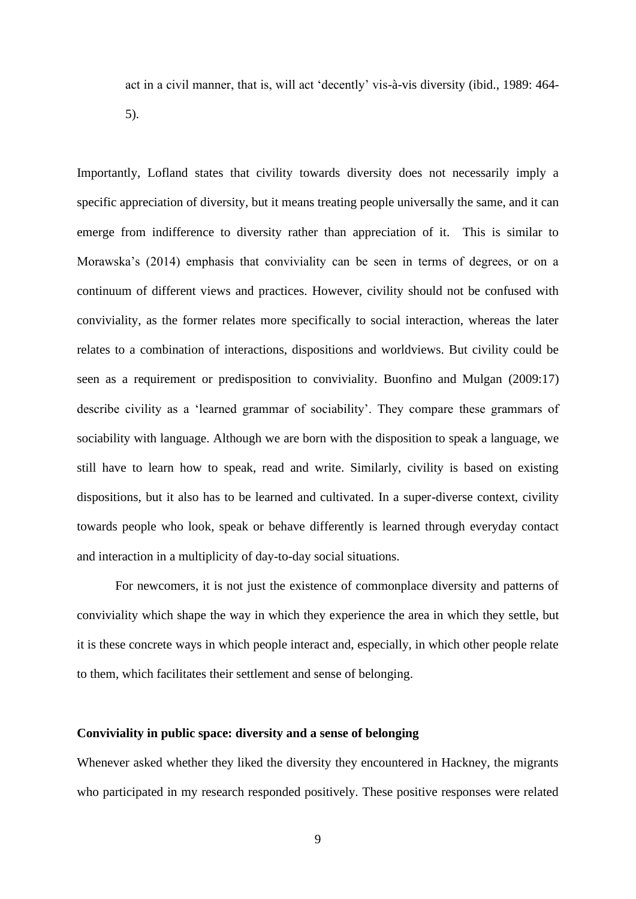act in a civil manner, that is, will act 'decently' vis-à-vis diversity (ibid., 1989: 464-5).

Importantly, Lofland states that civility towards diversity does not necessarily imply a specific appreciation of diversity, but it means treating people universally the same, and it can emerge from indifference to diversity rather than appreciation of it. This is similar to Morawska's (2014) emphasis that conviviality can be seen in terms of degrees, or on a continuum of different views and practices. However, civility should not be confused with conviviality, as the former relates more specifically to social interaction, whereas the later relates to a combination of interactions, dispositions and worldviews. But civility could be seen as a requirement or predisposition to conviviality. Buonfino and Mulgan (2009:17) describe civility as a 'learned grammar of sociability'. They compare these grammars of sociability with language. Although we are born with the disposition to speak a language, we still have to learn how to speak, read and write. Similarly, civility is based on existing dispositions, but it also has to be learned and cultivated. In a super-diverse context, civility towards people who look, speak or behave differently is learned through everyday contact and interaction in a multiplicity of day-to-day social situations.

For newcomers, it is not just the existence of commonplace diversity and patterns of conviviality which shape the way in which they experience the area in which they settle, but it is these concrete ways in which people interact and, especially, in which other people relate to them, which facilitates their settlement and sense of belonging.

**Conviviality in public space: diversity and a sense of belonging**

Whenever asked whether they liked the diversity they encountered in Hackney, the migrants who participated in my research responded positively. These positive responses were related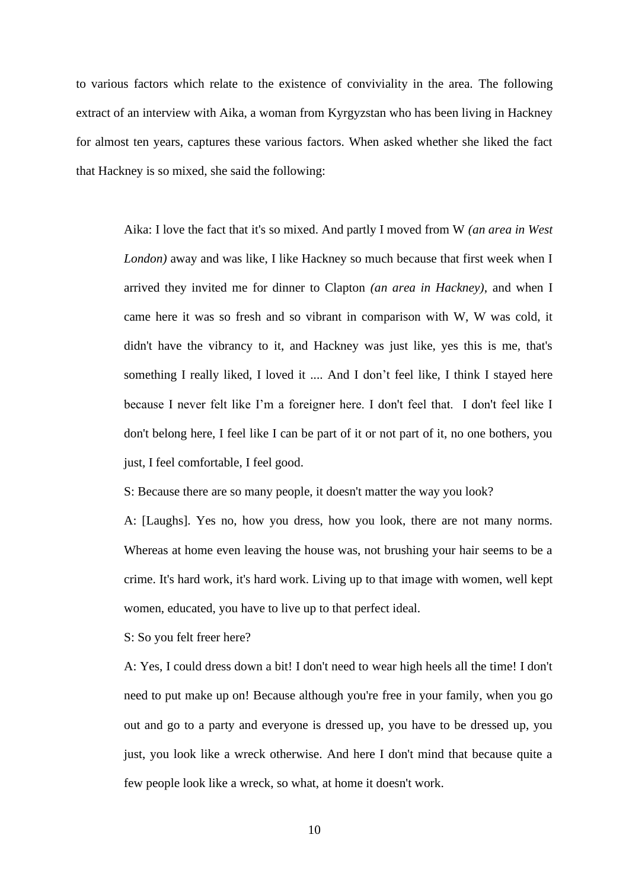to various factors which relate to the existence of conviviality in the area. The following extract of an interview with Aika, a woman from Kyrgyzstan who has been living in Hackney for almost ten years, captures these various factors. When asked whether she liked the fact that Hackney is so mixed, she said the following:

> Aika: I love the fact that it's so mixed. And partly I moved from W *(an area in West London)* away and was like, I like Hackney so much because that first week when I arrived they invited me for dinner to Clapton *(an area in Hackney)*, and when I came here it was so fresh and so vibrant in comparison with W, W was cold, it didn't have the vibrancy to it, and Hackney was just like, yes this is me, that's something I really liked, I loved it .... And I don't feel like, I think I stayed here because I never felt like I'm a foreigner here. I don't feel that. I don't feel like I don't belong here, I feel like I can be part of it or not part of it, no one bothers, you just, I feel comfortable, I feel good.
>
> S: Because there are so many people, it doesn't matter the way you look?
>
> A: [Laughs]. Yes no, how you dress, how you look, there are not many norms. Whereas at home even leaving the house was, not brushing your hair seems to be a crime. It's hard work, it's hard work. Living up to that image with women, well kept women, educated, you have to live up to that perfect ideal.
>
> S: So you felt freer here?
>
> A: Yes, I could dress down a bit! I don't need to wear high heels all the time! I don't need to put make up on! Because although you're free in your family, when you go out and go to a party and everyone is dressed up, you have to be dressed up, you just, you look like a wreck otherwise. And here I don't mind that because quite a few people look like a wreck, so what, at home it doesn't work.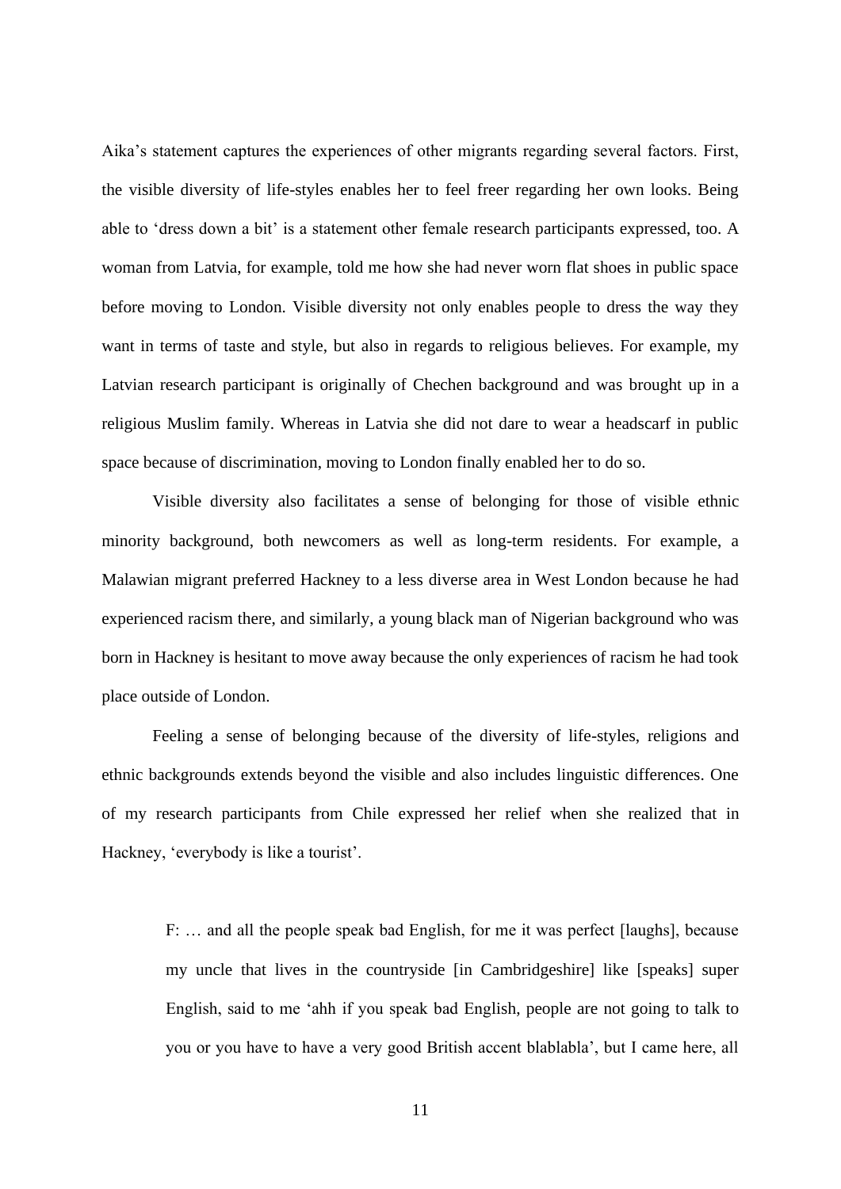Aika's statement captures the experiences of other migrants regarding several factors. First, the visible diversity of life-styles enables her to feel freer regarding her own looks. Being able to 'dress down a bit' is a statement other female research participants expressed, too. A woman from Latvia, for example, told me how she had never worn flat shoes in public space before moving to London. Visible diversity not only enables people to dress the way they want in terms of taste and style, but also in regards to religious believes. For example, my Latvian research participant is originally of Chechen background and was brought up in a religious Muslim family. Whereas in Latvia she did not dare to wear a headscarf in public space because of discrimination, moving to London finally enabled her to do so.

Visible diversity also facilitates a sense of belonging for those of visible ethnic minority background, both newcomers as well as long-term residents. For example, a Malawian migrant preferred Hackney to a less diverse area in West London because he had experienced racism there, and similarly, a young black man of Nigerian background who was born in Hackney is hesitant to move away because the only experiences of racism he had took place outside of London.

Feeling a sense of belonging because of the diversity of life-styles, religions and ethnic backgrounds extends beyond the visible and also includes linguistic differences. One of my research participants from Chile expressed her relief when she realized that in Hackney, 'everybody is like a tourist'.

> F: … and all the people speak bad English, for me it was perfect [laughs], because my uncle that lives in the countryside [in Cambridgeshire] like [speaks] super English, said to me 'ahh if you speak bad English, people are not going to talk to you or you have to have a very good British accent blablabla', but I came here, all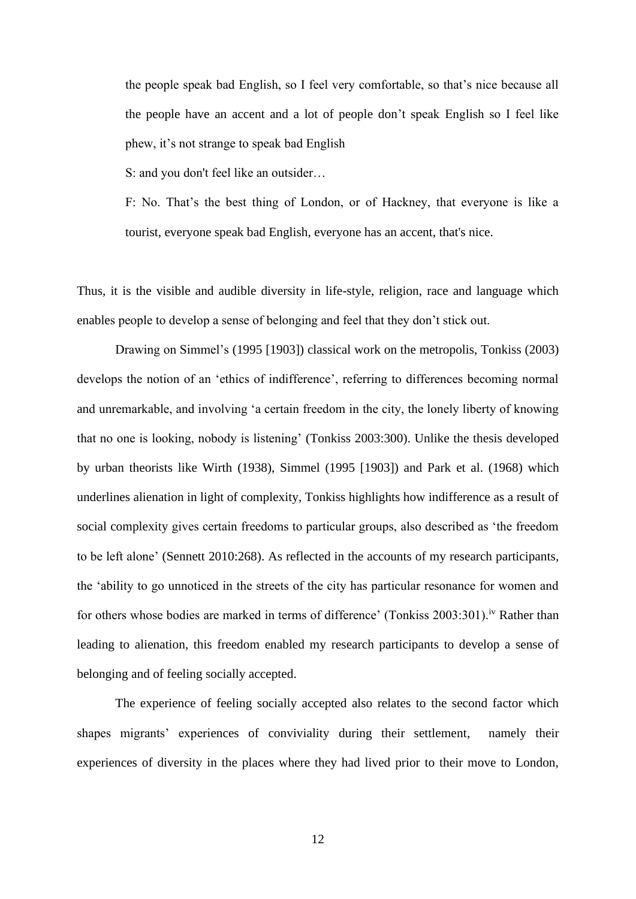> the people speak bad English, so I feel very comfortable, so that's nice because all the people have an accent and a lot of people don't speak English so I feel like phew, it's not strange to speak bad English
>
> S: and you don't feel like an outsider…
>
> F: No. That's the best thing of London, or of Hackney, that everyone is like a tourist, everyone speak bad English, everyone has an accent, that's nice.

Thus, it is the visible and audible diversity in life-style, religion, race and language which enables people to develop a sense of belonging and feel that they don't stick out.

Drawing on Simmel's (1995 [1903]) classical work on the metropolis, Tonkiss (2003) develops the notion of an 'ethics of indifference', referring to differences becoming normal and unremarkable, and involving 'a certain freedom in the city, the lonely liberty of knowing that no one is looking, nobody is listening' (Tonkiss 2003:300). Unlike the thesis developed by urban theorists like Wirth (1938), Simmel (1995 [1903]) and Park et al. (1968) which underlines alienation in light of complexity, Tonkiss highlights how indifference as a result of social complexity gives certain freedoms to particular groups, also described as 'the freedom to be left alone' (Sennett 2010:268). As reflected in the accounts of my research participants, the 'ability to go unnoticed in the streets of the city has particular resonance for women and for others whose bodies are marked in terms of difference' (Tonkiss 2003:301).[iv] Rather than leading to alienation, this freedom enabled my research participants to develop a sense of belonging and of feeling socially accepted.

The experience of feeling socially accepted also relates to the second factor which shapes migrants' experiences of conviviality during their settlement, namely their experiences of diversity in the places where they had lived prior to their move to London,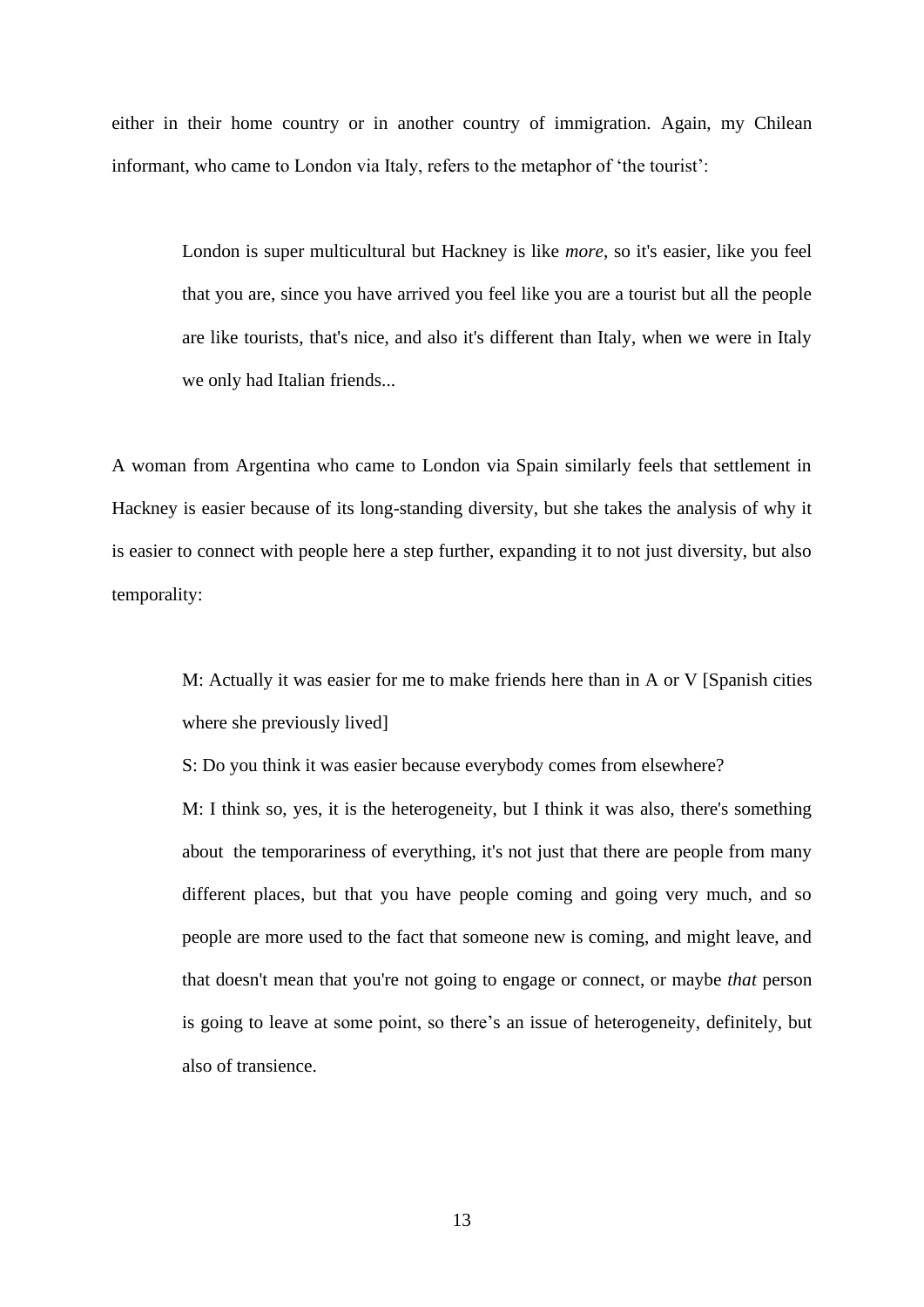either in their home country or in another country of immigration. Again, my Chilean informant, who came to London via Italy, refers to the metaphor of 'the tourist':

> London is super multicultural but Hackney is like *more*, so it's easier, like you feel that you are, since you have arrived you feel like you are a tourist but all the people are like tourists, that's nice, and also it's different than Italy, when we were in Italy we only had Italian friends...

A woman from Argentina who came to London via Spain similarly feels that settlement in Hackney is easier because of its long-standing diversity, but she takes the analysis of why it is easier to connect with people here a step further, expanding it to not just diversity, but also temporality:

> M: Actually it was easier for me to make friends here than in A or V [Spanish cities where she previously lived]
>
> S: Do you think it was easier because everybody comes from elsewhere?
>
> M: I think so, yes, it is the heterogeneity, but I think it was also, there's something about the temporariness of everything, it's not just that there are people from many different places, but that you have people coming and going very much, and so people are more used to the fact that someone new is coming, and might leave, and that doesn't mean that you're not going to engage or connect, or maybe *that* person is going to leave at some point, so there's an issue of heterogeneity, definitely, but also of transience.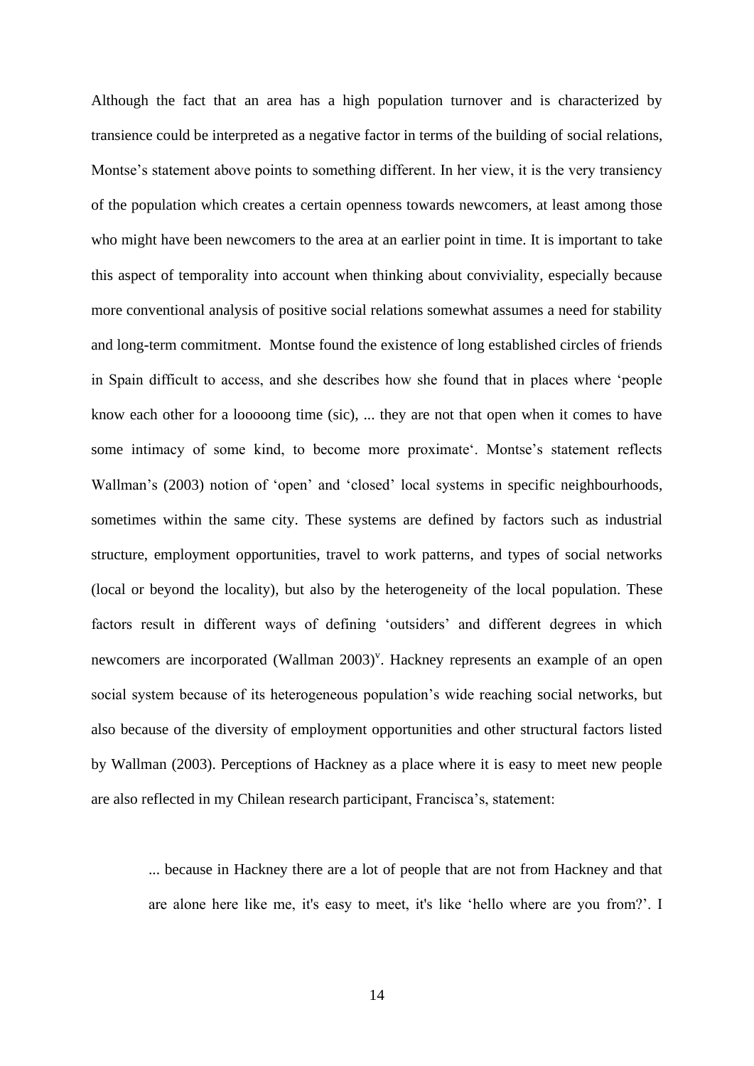Although the fact that an area has a high population turnover and is characterized by transience could be interpreted as a negative factor in terms of the building of social relations, Montse's statement above points to something different. In her view, it is the very transiency of the population which creates a certain openness towards newcomers, at least among those who might have been newcomers to the area at an earlier point in time. It is important to take this aspect of temporality into account when thinking about conviviality, especially because more conventional analysis of positive social relations somewhat assumes a need for stability and long-term commitment. Montse found the existence of long established circles of friends in Spain difficult to access, and she describes how she found that in places where 'people know each other for a looooong time (sic), ... they are not that open when it comes to have some intimacy of some kind, to become more proximate'. Montse's statement reflects Wallman's (2003) notion of 'open' and 'closed' local systems in specific neighbourhoods, sometimes within the same city. These systems are defined by factors such as industrial structure, employment opportunities, travel to work patterns, and types of social networks (local or beyond the locality), but also by the heterogeneity of the local population. These factors result in different ways of defining 'outsiders' and different degrees in which newcomers are incorporated (Wallman 2003)[v]. Hackney represents an example of an open social system because of its heterogeneous population's wide reaching social networks, but also because of the diversity of employment opportunities and other structural factors listed by Wallman (2003). Perceptions of Hackney as a place where it is easy to meet new people are also reflected in my Chilean research participant, Francisca's, statement:

> ... because in Hackney there are a lot of people that are not from Hackney and that are alone here like me, it's easy to meet, it's like 'hello where are you from?'. I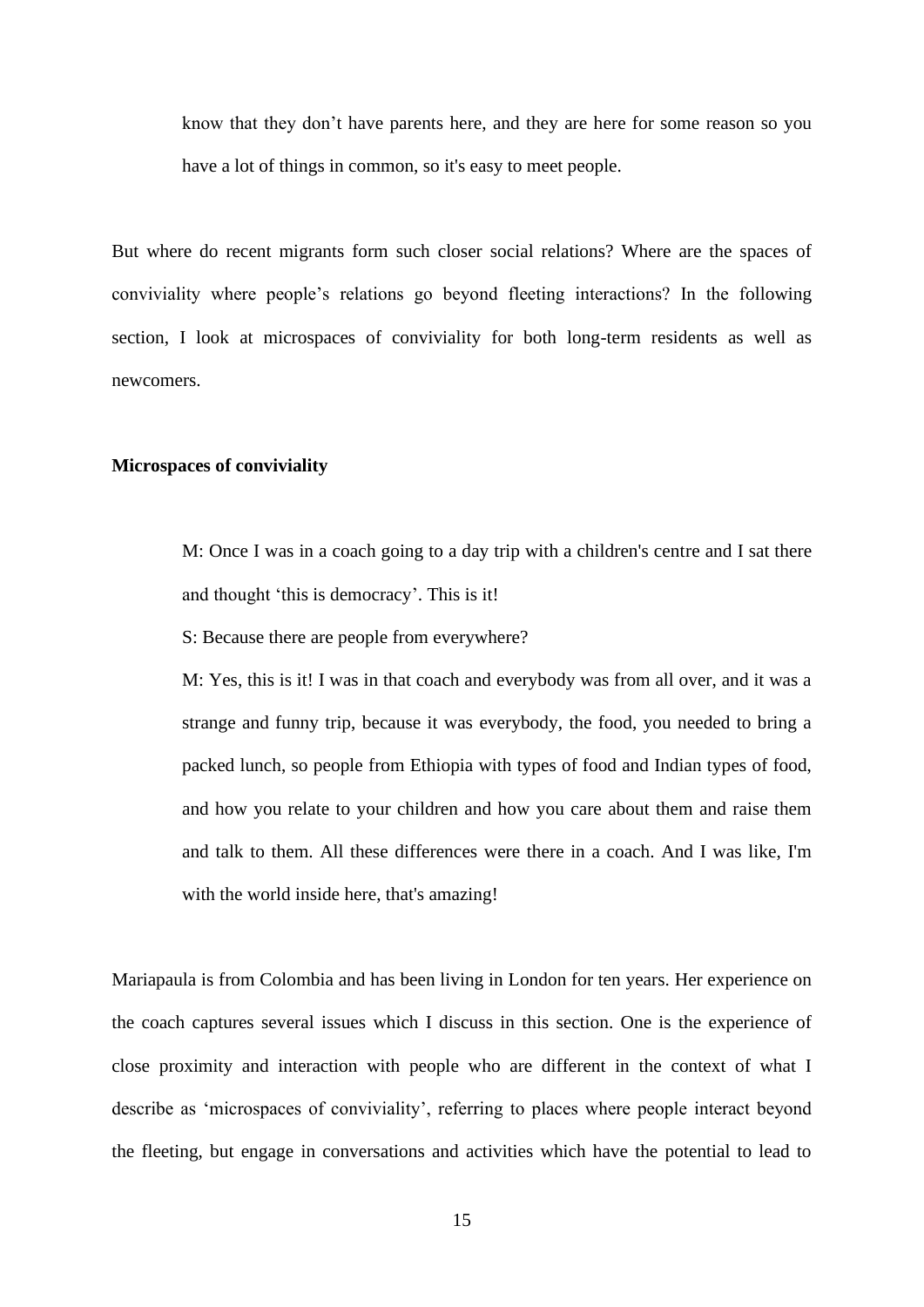> know that they don't have parents here, and they are here for some reason so you have a lot of things in common, so it's easy to meet people.

But where do recent migrants form such closer social relations? Where are the spaces of conviviality where people's relations go beyond fleeting interactions? In the following section, I look at microspaces of conviviality for both long-term residents as well as newcomers.

**Microspaces of conviviality**

> M: Once I was in a coach going to a day trip with a children's centre and I sat there and thought 'this is democracy'. This is it!
>
> S: Because there are people from everywhere?
>
> M: Yes, this is it! I was in that coach and everybody was from all over, and it was a strange and funny trip, because it was everybody, the food, you needed to bring a packed lunch, so people from Ethiopia with types of food and Indian types of food, and how you relate to your children and how you care about them and raise them and talk to them. All these differences were there in a coach. And I was like, I'm with the world inside here, that's amazing!

Mariapaula is from Colombia and has been living in London for ten years. Her experience on the coach captures several issues which I discuss in this section. One is the experience of close proximity and interaction with people who are different in the context of what I describe as 'microspaces of conviviality', referring to places where people interact beyond the fleeting, but engage in conversations and activities which have the potential to lead to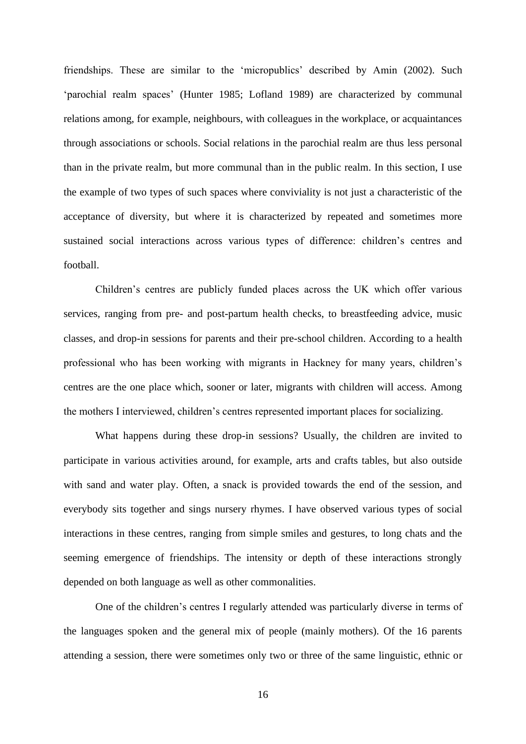friendships. These are similar to the 'micropublics' described by Amin (2002). Such 'parochial realm spaces' (Hunter 1985; Lofland 1989) are characterized by communal relations among, for example, neighbours, with colleagues in the workplace, or acquaintances through associations or schools. Social relations in the parochial realm are thus less personal than in the private realm, but more communal than in the public realm. In this section, I use the example of two types of such spaces where conviviality is not just a characteristic of the acceptance of diversity, but where it is characterized by repeated and sometimes more sustained social interactions across various types of difference: children's centres and football.

Children's centres are publicly funded places across the UK which offer various services, ranging from pre- and post-partum health checks, to breastfeeding advice, music classes, and drop-in sessions for parents and their pre-school children. According to a health professional who has been working with migrants in Hackney for many years, children's centres are the one place which, sooner or later, migrants with children will access. Among the mothers I interviewed, children's centres represented important places for socializing.

What happens during these drop-in sessions? Usually, the children are invited to participate in various activities around, for example, arts and crafts tables, but also outside with sand and water play. Often, a snack is provided towards the end of the session, and everybody sits together and sings nursery rhymes. I have observed various types of social interactions in these centres, ranging from simple smiles and gestures, to long chats and the seeming emergence of friendships. The intensity or depth of these interactions strongly depended on both language as well as other commonalities.

One of the children's centres I regularly attended was particularly diverse in terms of the languages spoken and the general mix of people (mainly mothers). Of the 16 parents attending a session, there were sometimes only two or three of the same linguistic, ethnic or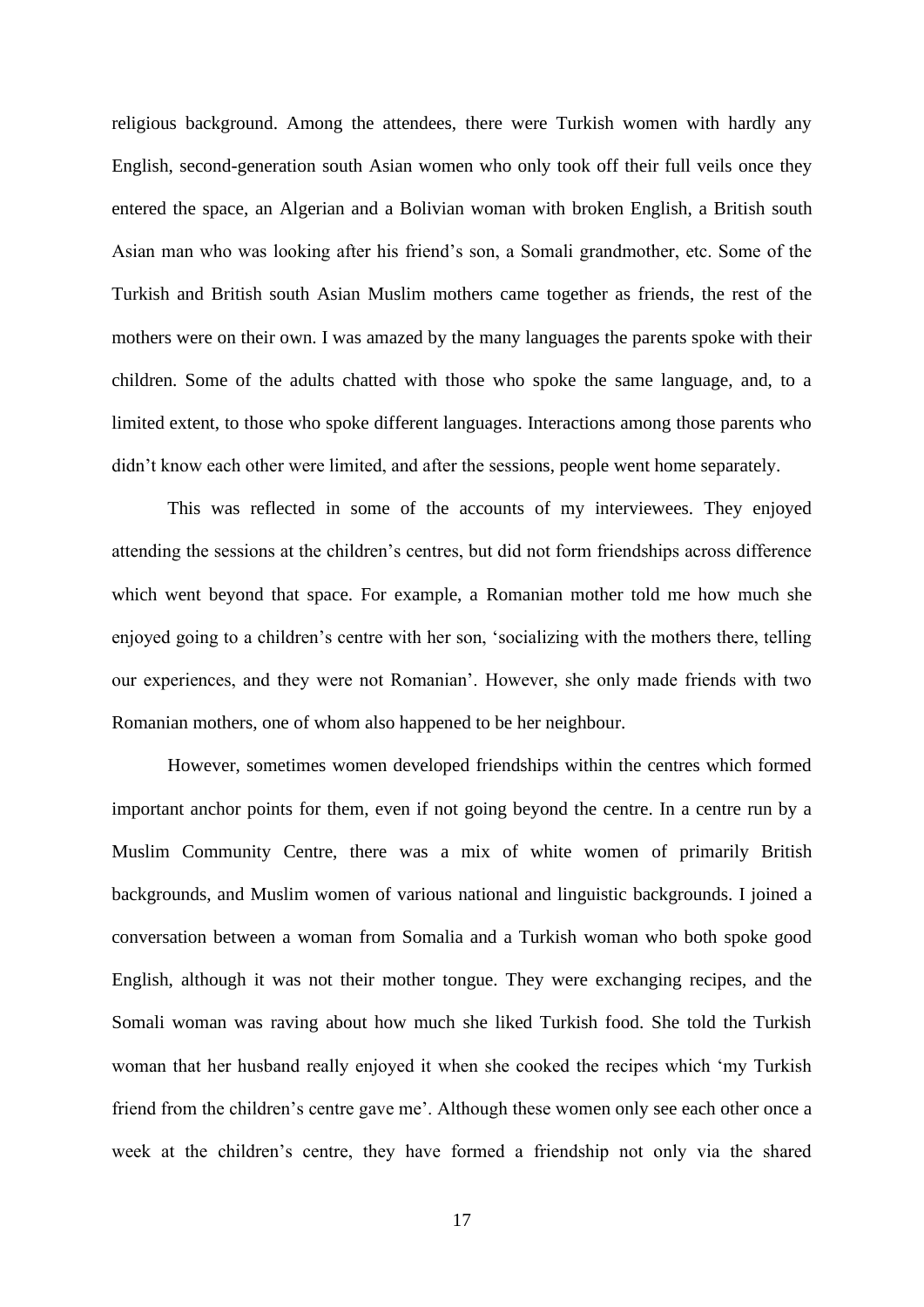religious background. Among the attendees, there were Turkish women with hardly any English, second-generation south Asian women who only took off their full veils once they entered the space, an Algerian and a Bolivian woman with broken English, a British south Asian man who was looking after his friend's son, a Somali grandmother, etc. Some of the Turkish and British south Asian Muslim mothers came together as friends, the rest of the mothers were on their own. I was amazed by the many languages the parents spoke with their children. Some of the adults chatted with those who spoke the same language, and, to a limited extent, to those who spoke different languages. Interactions among those parents who didn't know each other were limited, and after the sessions, people went home separately.

This was reflected in some of the accounts of my interviewees. They enjoyed attending the sessions at the children's centres, but did not form friendships across difference which went beyond that space. For example, a Romanian mother told me how much she enjoyed going to a children's centre with her son, 'socializing with the mothers there, telling our experiences, and they were not Romanian'. However, she only made friends with two Romanian mothers, one of whom also happened to be her neighbour.

However, sometimes women developed friendships within the centres which formed important anchor points for them, even if not going beyond the centre. In a centre run by a Muslim Community Centre, there was a mix of white women of primarily British backgrounds, and Muslim women of various national and linguistic backgrounds. I joined a conversation between a woman from Somalia and a Turkish woman who both spoke good English, although it was not their mother tongue. They were exchanging recipes, and the Somali woman was raving about how much she liked Turkish food. She told the Turkish woman that her husband really enjoyed it when she cooked the recipes which 'my Turkish friend from the children's centre gave me'. Although these women only see each other once a week at the children's centre, they have formed a friendship not only via the shared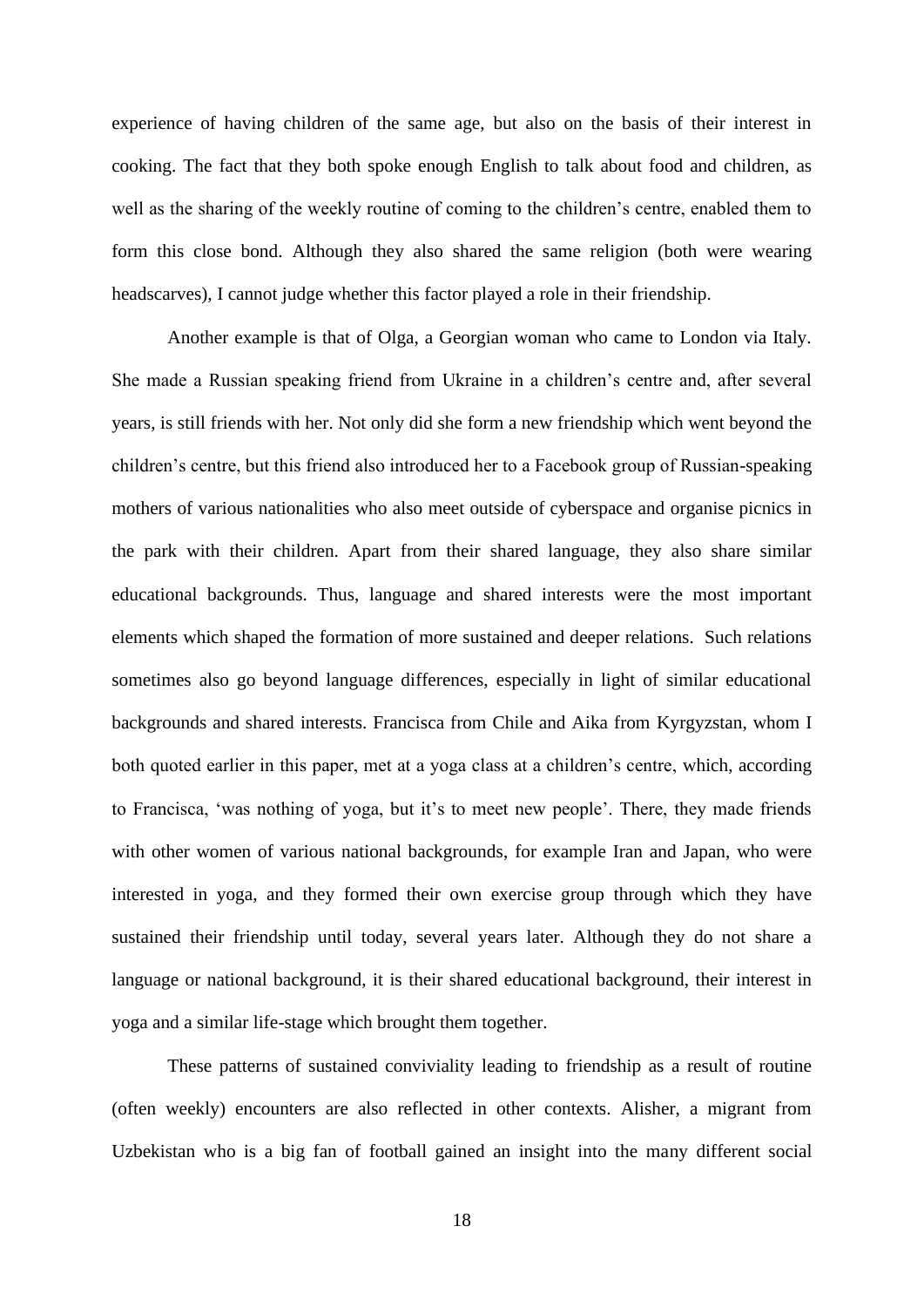experience of having children of the same age, but also on the basis of their interest in cooking. The fact that they both spoke enough English to talk about food and children, as well as the sharing of the weekly routine of coming to the children's centre, enabled them to form this close bond. Although they also shared the same religion (both were wearing headscarves), I cannot judge whether this factor played a role in their friendship.

Another example is that of Olga, a Georgian woman who came to London via Italy. She made a Russian speaking friend from Ukraine in a children's centre and, after several years, is still friends with her. Not only did she form a new friendship which went beyond the children's centre, but this friend also introduced her to a Facebook group of Russian-speaking mothers of various nationalities who also meet outside of cyberspace and organise picnics in the park with their children. Apart from their shared language, they also share similar educational backgrounds. Thus, language and shared interests were the most important elements which shaped the formation of more sustained and deeper relations. Such relations sometimes also go beyond language differences, especially in light of similar educational backgrounds and shared interests. Francisca from Chile and Aika from Kyrgyzstan, whom I both quoted earlier in this paper, met at a yoga class at a children's centre, which, according to Francisca, 'was nothing of yoga, but it's to meet new people'. There, they made friends with other women of various national backgrounds, for example Iran and Japan, who were interested in yoga, and they formed their own exercise group through which they have sustained their friendship until today, several years later. Although they do not share a language or national background, it is their shared educational background, their interest in yoga and a similar life-stage which brought them together.

These patterns of sustained conviviality leading to friendship as a result of routine (often weekly) encounters are also reflected in other contexts. Alisher, a migrant from Uzbekistan who is a big fan of football gained an insight into the many different social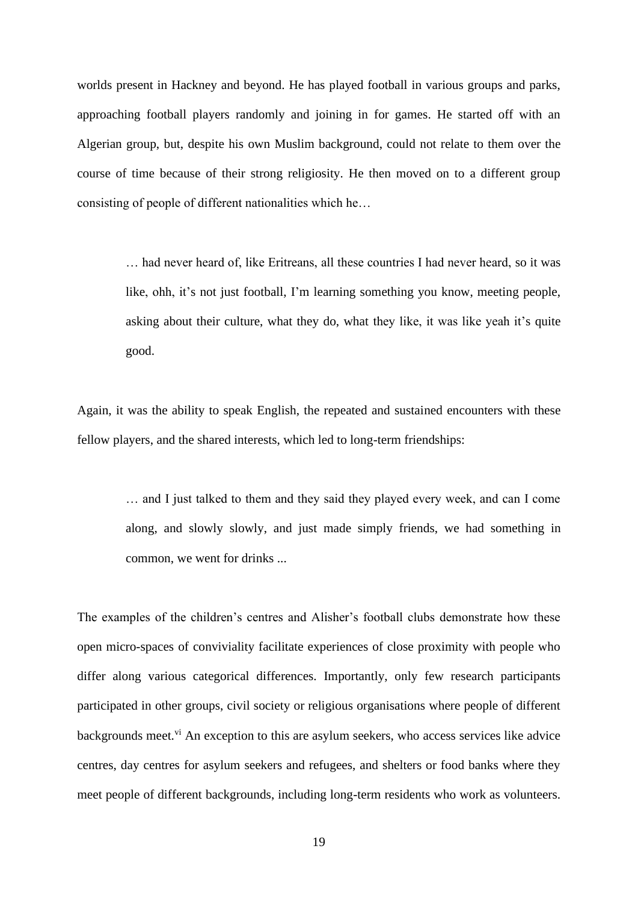worlds present in Hackney and beyond. He has played football in various groups and parks, approaching football players randomly and joining in for games. He started off with an Algerian group, but, despite his own Muslim background, could not relate to them over the course of time because of their strong religiosity. He then moved on to a different group consisting of people of different nationalities which he…

> … had never heard of, like Eritreans, all these countries I had never heard, so it was like, ohh, it's not just football, I'm learning something you know, meeting people, asking about their culture, what they do, what they like, it was like yeah it's quite good.

Again, it was the ability to speak English, the repeated and sustained encounters with these fellow players, and the shared interests, which led to long-term friendships:

> … and I just talked to them and they said they played every week, and can I come along, and slowly slowly, and just made simply friends, we had something in common, we went for drinks ...

The examples of the children's centres and Alisher's football clubs demonstrate how these open micro-spaces of conviviality facilitate experiences of close proximity with people who differ along various categorical differences. Importantly, only few research participants participated in other groups, civil society or religious organisations where people of different backgrounds meet.[vi] An exception to this are asylum seekers, who access services like advice centres, day centres for asylum seekers and refugees, and shelters or food banks where they meet people of different backgrounds, including long-term residents who work as volunteers.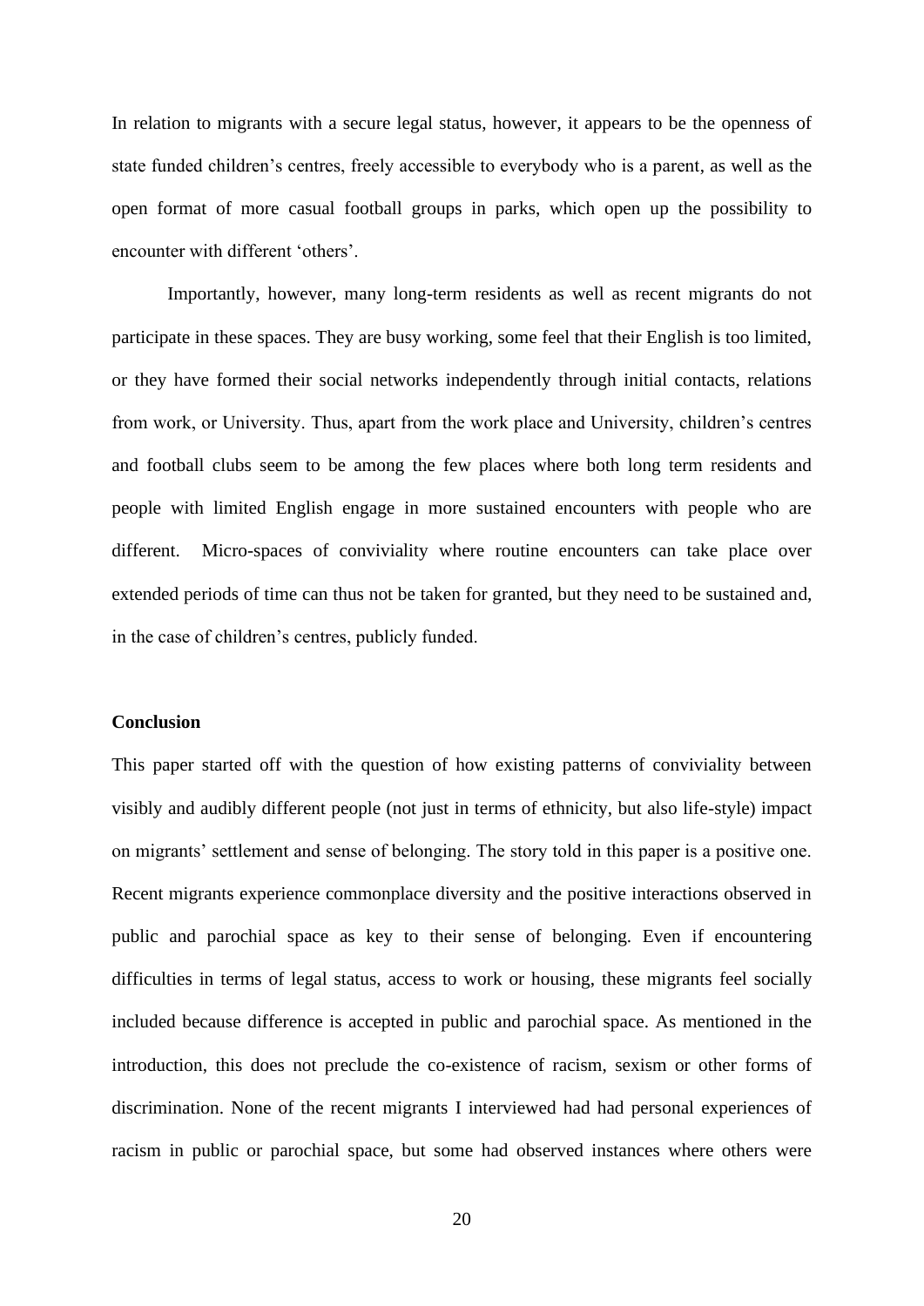In relation to migrants with a secure legal status, however, it appears to be the openness of state funded children's centres, freely accessible to everybody who is a parent, as well as the open format of more casual football groups in parks, which open up the possibility to encounter with different 'others'.

Importantly, however, many long-term residents as well as recent migrants do not participate in these spaces. They are busy working, some feel that their English is too limited, or they have formed their social networks independently through initial contacts, relations from work, or University. Thus, apart from the work place and University, children's centres and football clubs seem to be among the few places where both long term residents and people with limited English engage in more sustained encounters with people who are different. Micro-spaces of conviviality where routine encounters can take place over extended periods of time can thus not be taken for granted, but they need to be sustained and, in the case of children's centres, publicly funded.

## Conclusion

This paper started off with the question of how existing patterns of conviviality between visibly and audibly different people (not just in terms of ethnicity, but also life-style) impact on migrants' settlement and sense of belonging. The story told in this paper is a positive one. Recent migrants experience commonplace diversity and the positive interactions observed in public and parochial space as key to their sense of belonging. Even if encountering difficulties in terms of legal status, access to work or housing, these migrants feel socially included because difference is accepted in public and parochial space. As mentioned in the introduction, this does not preclude the co-existence of racism, sexism or other forms of discrimination. None of the recent migrants I interviewed had had personal experiences of racism in public or parochial space, but some had observed instances where others were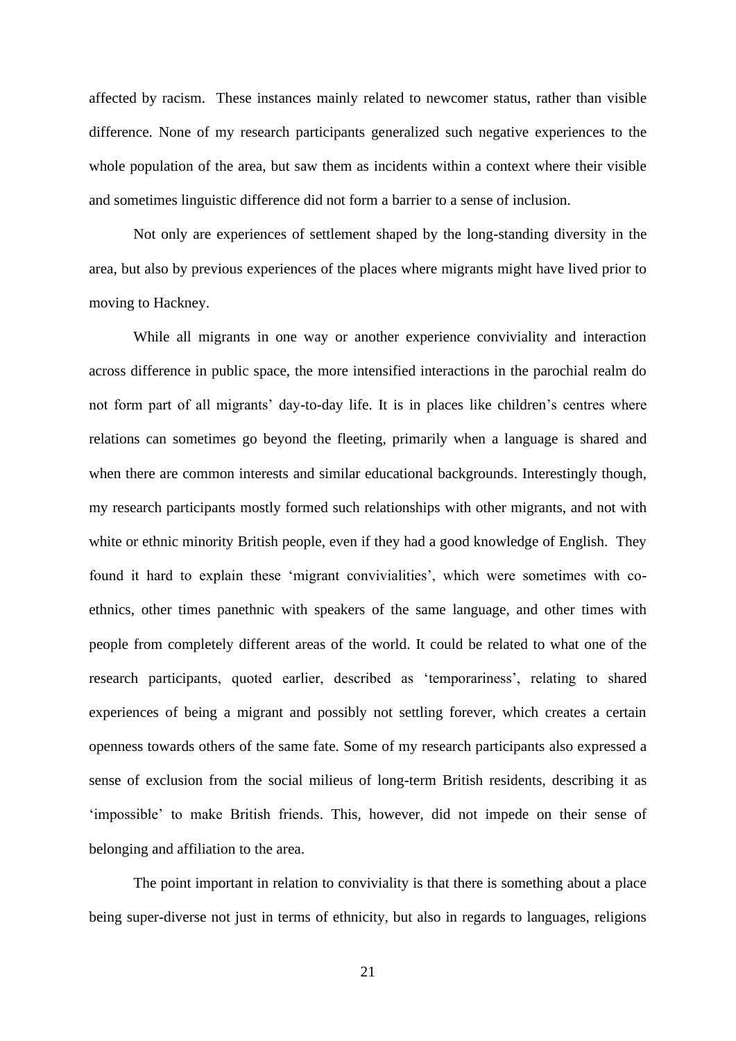affected by racism. These instances mainly related to newcomer status, rather than visible difference. None of my research participants generalized such negative experiences to the whole population of the area, but saw them as incidents within a context where their visible and sometimes linguistic difference did not form a barrier to a sense of inclusion.

Not only are experiences of settlement shaped by the long-standing diversity in the area, but also by previous experiences of the places where migrants might have lived prior to moving to Hackney.

While all migrants in one way or another experience conviviality and interaction across difference in public space, the more intensified interactions in the parochial realm do not form part of all migrants' day-to-day life. It is in places like children's centres where relations can sometimes go beyond the fleeting, primarily when a language is shared and when there are common interests and similar educational backgrounds. Interestingly though, my research participants mostly formed such relationships with other migrants, and not with white or ethnic minority British people, even if they had a good knowledge of English. They found it hard to explain these 'migrant convivialities', which were sometimes with co-ethnics, other times panethnic with speakers of the same language, and other times with people from completely different areas of the world. It could be related to what one of the research participants, quoted earlier, described as 'temporariness', relating to shared experiences of being a migrant and possibly not settling forever, which creates a certain openness towards others of the same fate. Some of my research participants also expressed a sense of exclusion from the social milieus of long-term British residents, describing it as 'impossible' to make British friends. This, however, did not impede on their sense of belonging and affiliation to the area.

The point important in relation to conviviality is that there is something about a place being super-diverse not just in terms of ethnicity, but also in regards to languages, religions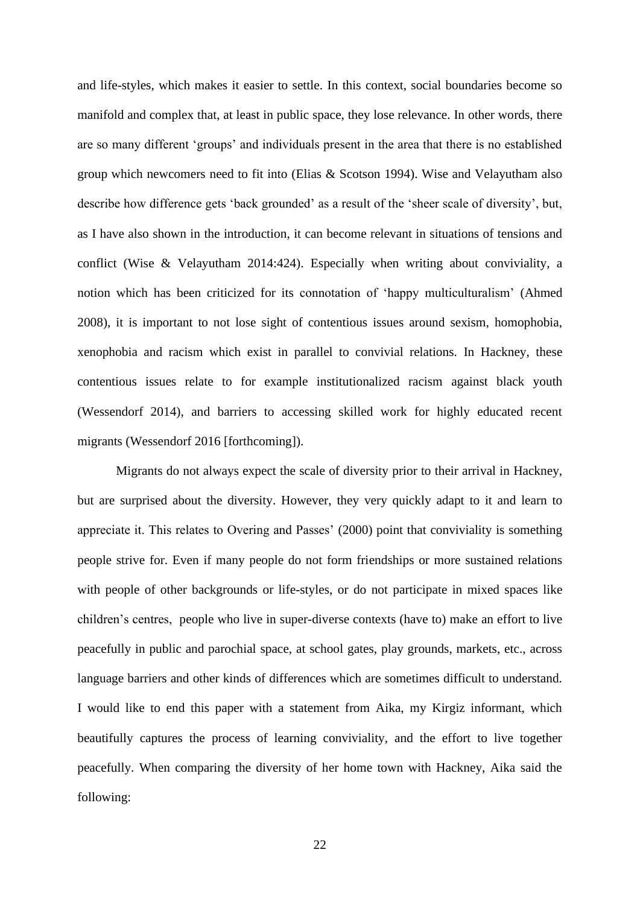and life-styles, which makes it easier to settle. In this context, social boundaries become so manifold and complex that, at least in public space, they lose relevance. In other words, there are so many different 'groups' and individuals present in the area that there is no established group which newcomers need to fit into (Elias & Scotson 1994). Wise and Velayutham also describe how difference gets 'back grounded' as a result of the 'sheer scale of diversity', but, as I have also shown in the introduction, it can become relevant in situations of tensions and conflict (Wise & Velayutham 2014:424). Especially when writing about conviviality, a notion which has been criticized for its connotation of 'happy multiculturalism' (Ahmed 2008), it is important to not lose sight of contentious issues around sexism, homophobia, xenophobia and racism which exist in parallel to convivial relations. In Hackney, these contentious issues relate to for example institutionalized racism against black youth (Wessendorf 2014), and barriers to accessing skilled work for highly educated recent migrants (Wessendorf 2016 [forthcoming]).

Migrants do not always expect the scale of diversity prior to their arrival in Hackney, but are surprised about the diversity. However, they very quickly adapt to it and learn to appreciate it. This relates to Overing and Passes' (2000) point that conviviality is something people strive for. Even if many people do not form friendships or more sustained relations with people of other backgrounds or life-styles, or do not participate in mixed spaces like children's centres, people who live in super-diverse contexts (have to) make an effort to live peacefully in public and parochial space, at school gates, play grounds, markets, etc., across language barriers and other kinds of differences which are sometimes difficult to understand. I would like to end this paper with a statement from Aika, my Kirgiz informant, which beautifully captures the process of learning conviviality, and the effort to live together peacefully. When comparing the diversity of her home town with Hackney, Aika said the following: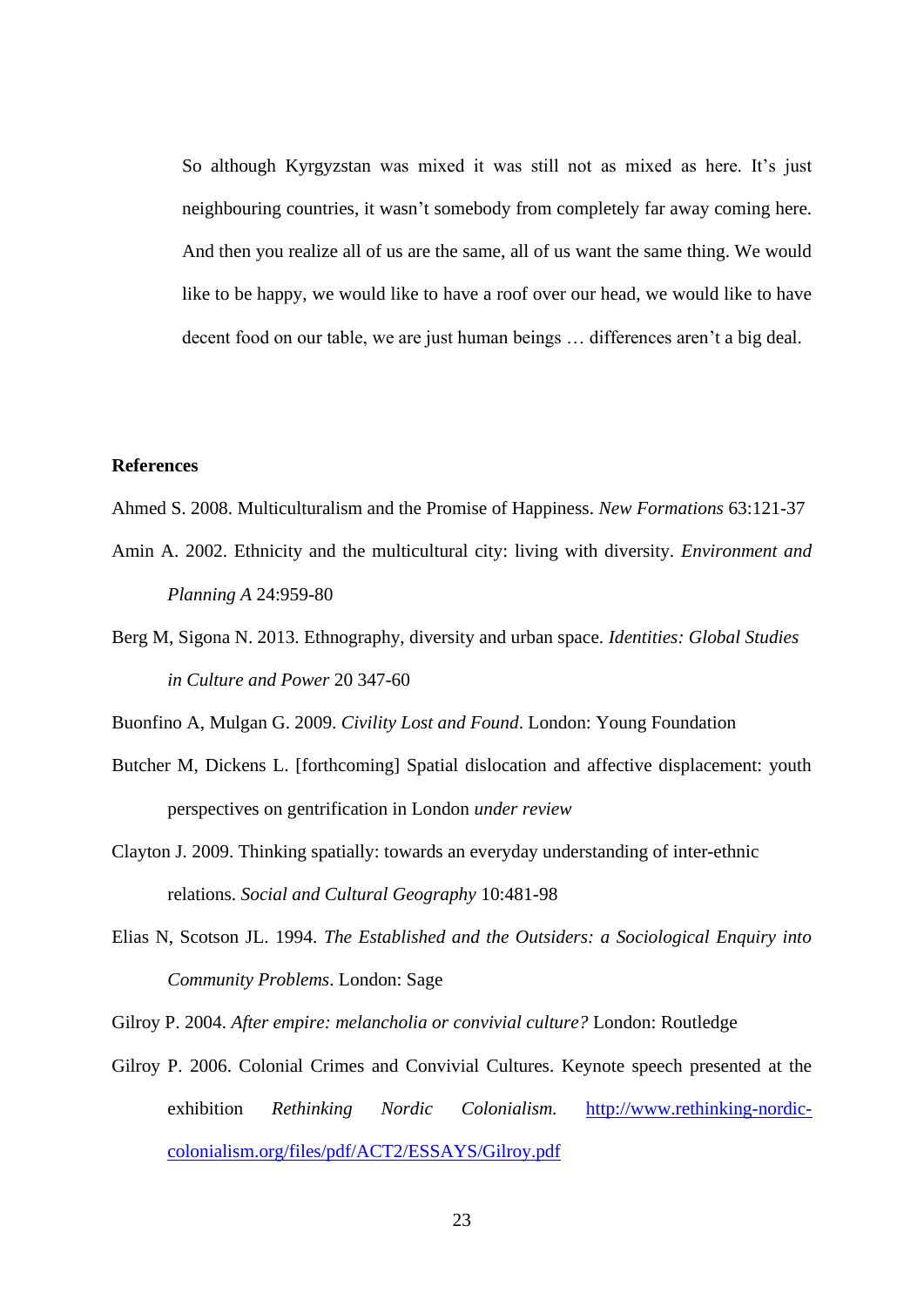> So although Kyrgyzstan was mixed it was still not as mixed as here. It's just neighbouring countries, it wasn't somebody from completely far away coming here. And then you realize all of us are the same, all of us want the same thing. We would like to be happy, we would like to have a roof over our head, we would like to have decent food on our table, we are just human beings … differences aren't a big deal.

## References

Ahmed S. 2008. Multiculturalism and the Promise of Happiness. *New Formations* 63:121-37

Amin A. 2002. Ethnicity and the multicultural city: living with diversity. *Environment and Planning A* 24:959-80

Berg M, Sigona N. 2013. Ethnography, diversity and urban space. *Identities: Global Studies in Culture and Power* 20 347-60

Buonfino A, Mulgan G. 2009. *Civility Lost and Found*. London: Young Foundation

Butcher M, Dickens L. [forthcoming] Spatial dislocation and affective displacement: youth perspectives on gentrification in London *under review*

Clayton J. 2009. Thinking spatially: towards an everyday understanding of inter-ethnic relations. *Social and Cultural Geography* 10:481-98

Elias N, Scotson JL. 1994. *The Established and the Outsiders: a Sociological Enquiry into Community Problems*. London: Sage

Gilroy P. 2004. *After empire: melancholia or convivial culture?* London: Routledge

Gilroy P. 2006. Colonial Crimes and Convivial Cultures. Keynote speech presented at the exhibition *Rethinking Nordic Colonialism.* http://www.rethinking-nordic-colonialism.org/files/pdf/ACT2/ESSAYS/Gilroy.pdf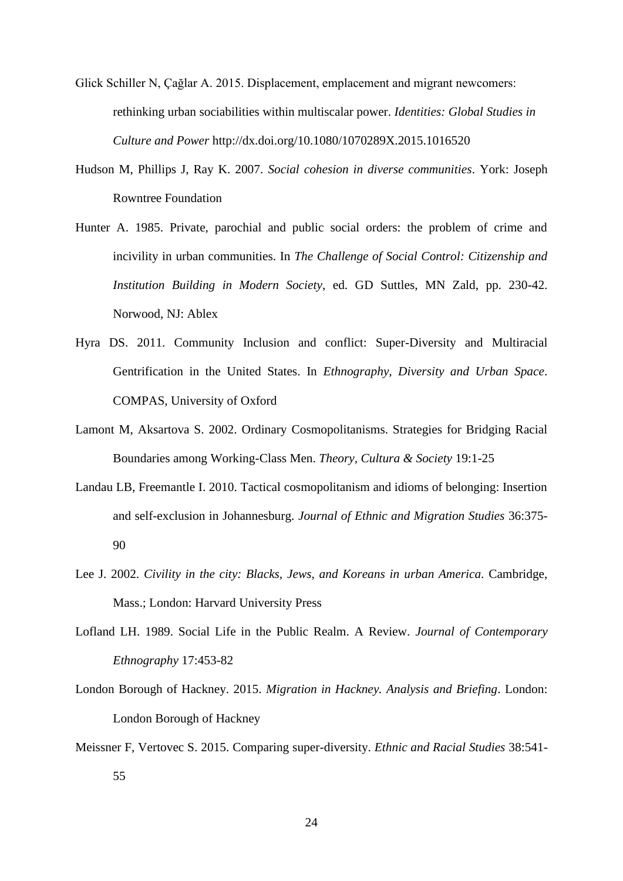Glick Schiller N, Çağlar A. 2015. Displacement, emplacement and migrant newcomers: rethinking urban sociabilities within multiscalar power. *Identities: Global Studies in Culture and Power* http://dx.doi.org/10.1080/1070289X.2015.1016520

Hudson M, Phillips J, Ray K. 2007. *Social cohesion in diverse communities*. York: Joseph Rowntree Foundation

Hunter A. 1985. Private, parochial and public social orders: the problem of crime and incivility in urban communities. In *The Challenge of Social Control: Citizenship and Institution Building in Modern Society*, ed. GD Suttles, MN Zald, pp. 230-42. Norwood, NJ: Ablex

Hyra DS. 2011. Community Inclusion and conflict: Super-Diversity and Multiracial Gentrification in the United States. In *Ethnography, Diversity and Urban Space*. COMPAS, University of Oxford

Lamont M, Aksartova S. 2002. Ordinary Cosmopolitanisms. Strategies for Bridging Racial Boundaries among Working-Class Men. *Theory, Cultura & Society* 19:1-25

Landau LB, Freemantle I. 2010. Tactical cosmopolitanism and idioms of belonging: Insertion and self-exclusion in Johannesburg. *Journal of Ethnic and Migration Studies* 36:375-90

Lee J. 2002. *Civility in the city: Blacks, Jews, and Koreans in urban America*. Cambridge, Mass.; London: Harvard University Press

Lofland LH. 1989. Social Life in the Public Realm. A Review. *Journal of Contemporary Ethnography* 17:453-82

London Borough of Hackney. 2015. *Migration in Hackney. Analysis and Briefing*. London: London Borough of Hackney

Meissner F, Vertovec S. 2015. Comparing super-diversity. *Ethnic and Racial Studies* 38:541-55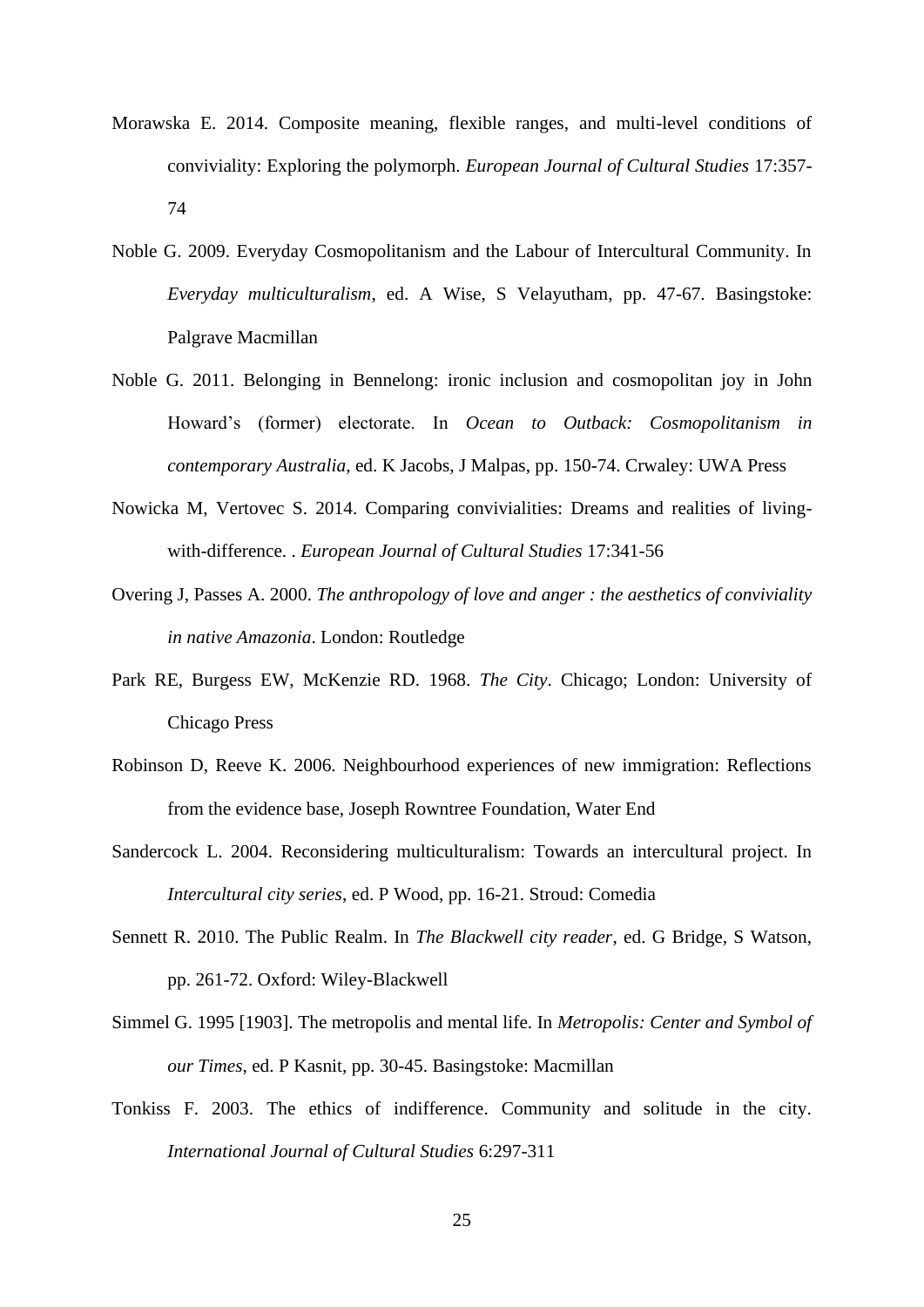Morawska E. 2014. Composite meaning, flexible ranges, and multi-level conditions of conviviality: Exploring the polymorph. *European Journal of Cultural Studies* 17:357-74

Noble G. 2009. Everyday Cosmopolitanism and the Labour of Intercultural Community. In *Everyday multiculturalism*, ed. A Wise, S Velayutham, pp. 47-67. Basingstoke: Palgrave Macmillan

Noble G. 2011. Belonging in Bennelong: ironic inclusion and cosmopolitan joy in John Howard's (former) electorate. In *Ocean to Outback: Cosmopolitanism in contemporary Australia*, ed. K Jacobs, J Malpas, pp. 150-74. Crwaley: UWA Press

Nowicka M, Vertovec S. 2014. Comparing convivialities: Dreams and realities of living-with-difference. . *European Journal of Cultural Studies* 17:341-56

Overing J, Passes A. 2000. *The anthropology of love and anger : the aesthetics of conviviality in native Amazonia*. London: Routledge

Park RE, Burgess EW, McKenzie RD. 1968. *The City*. Chicago; London: University of Chicago Press

Robinson D, Reeve K. 2006. Neighbourhood experiences of new immigration: Reflections from the evidence base, Joseph Rowntree Foundation, Water End

Sandercock L. 2004. Reconsidering multiculturalism: Towards an intercultural project. In *Intercultural city series*, ed. P Wood, pp. 16-21. Stroud: Comedia

Sennett R. 2010. The Public Realm. In *The Blackwell city reader*, ed. G Bridge, S Watson, pp. 261-72. Oxford: Wiley-Blackwell

Simmel G. 1995 [1903]. The metropolis and mental life. In *Metropolis: Center and Symbol of our Times*, ed. P Kasnit, pp. 30-45. Basingstoke: Macmillan

Tonkiss F. 2003. The ethics of indifference. Community and solitude in the city. *International Journal of Cultural Studies* 6:297-311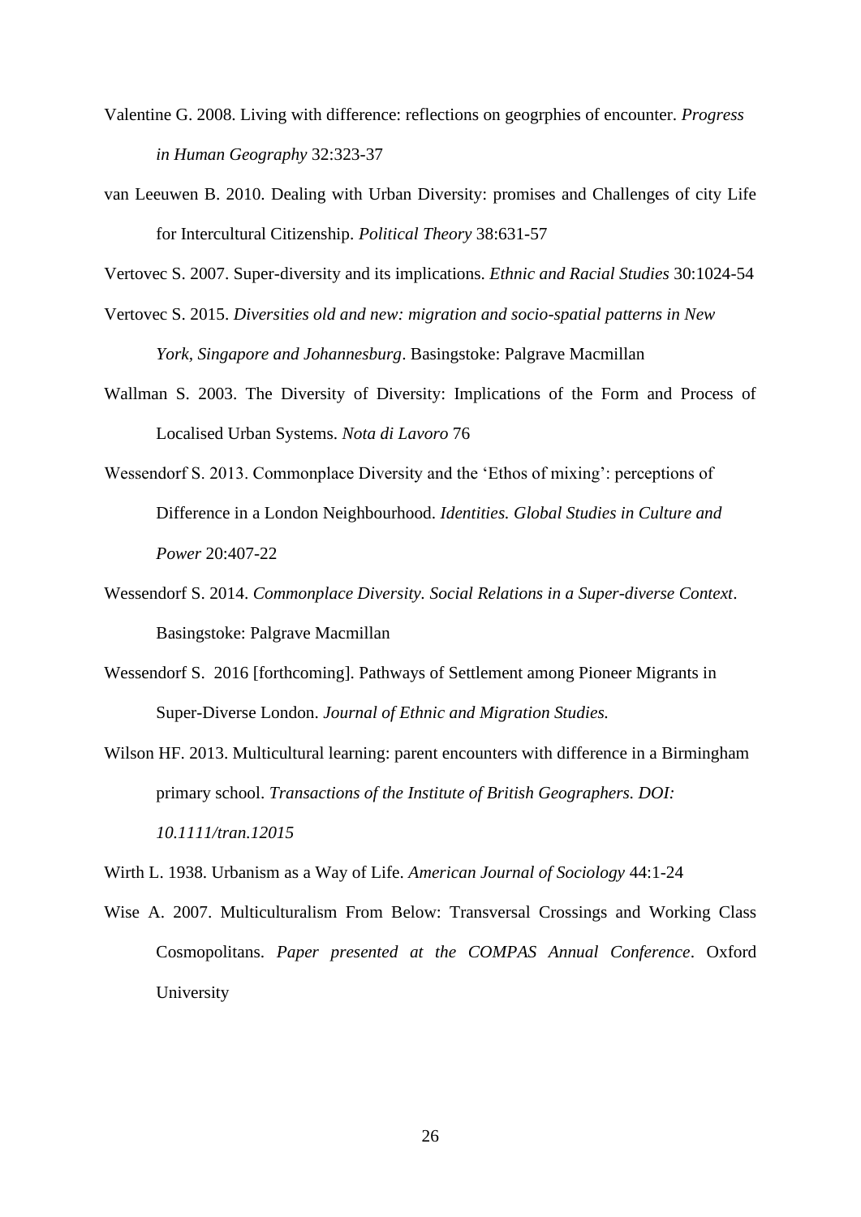Valentine G. 2008. Living with difference: reflections on geogrphies of encounter. *Progress in Human Geography* 32:323-37

van Leeuwen B. 2010. Dealing with Urban Diversity: promises and Challenges of city Life for Intercultural Citizenship. *Political Theory* 38:631-57

Vertovec S. 2007. Super-diversity and its implications. *Ethnic and Racial Studies* 30:1024-54

Vertovec S. 2015. *Diversities old and new: migration and socio-spatial patterns in New York, Singapore and Johannesburg*. Basingstoke: Palgrave Macmillan

Wallman S. 2003. The Diversity of Diversity: Implications of the Form and Process of Localised Urban Systems. *Nota di Lavoro* 76

Wessendorf S. 2013. Commonplace Diversity and the 'Ethos of mixing': perceptions of Difference in a London Neighbourhood. *Identities. Global Studies in Culture and Power* 20:407-22

Wessendorf S. 2014. *Commonplace Diversity. Social Relations in a Super-diverse Context*. Basingstoke: Palgrave Macmillan

Wessendorf S. 2016 [forthcoming]. Pathways of Settlement among Pioneer Migrants in Super-Diverse London. *Journal of Ethnic and Migration Studies.*

Wilson HF. 2013. Multicultural learning: parent encounters with difference in a Birmingham primary school. *Transactions of the Institute of British Geographers. DOI: 10.1111/tran.12015*

Wirth L. 1938. Urbanism as a Way of Life. *American Journal of Sociology* 44:1-24

Wise A. 2007. Multiculturalism From Below: Transversal Crossings and Working Class Cosmopolitans. *Paper presented at the COMPAS Annual Conference*. Oxford University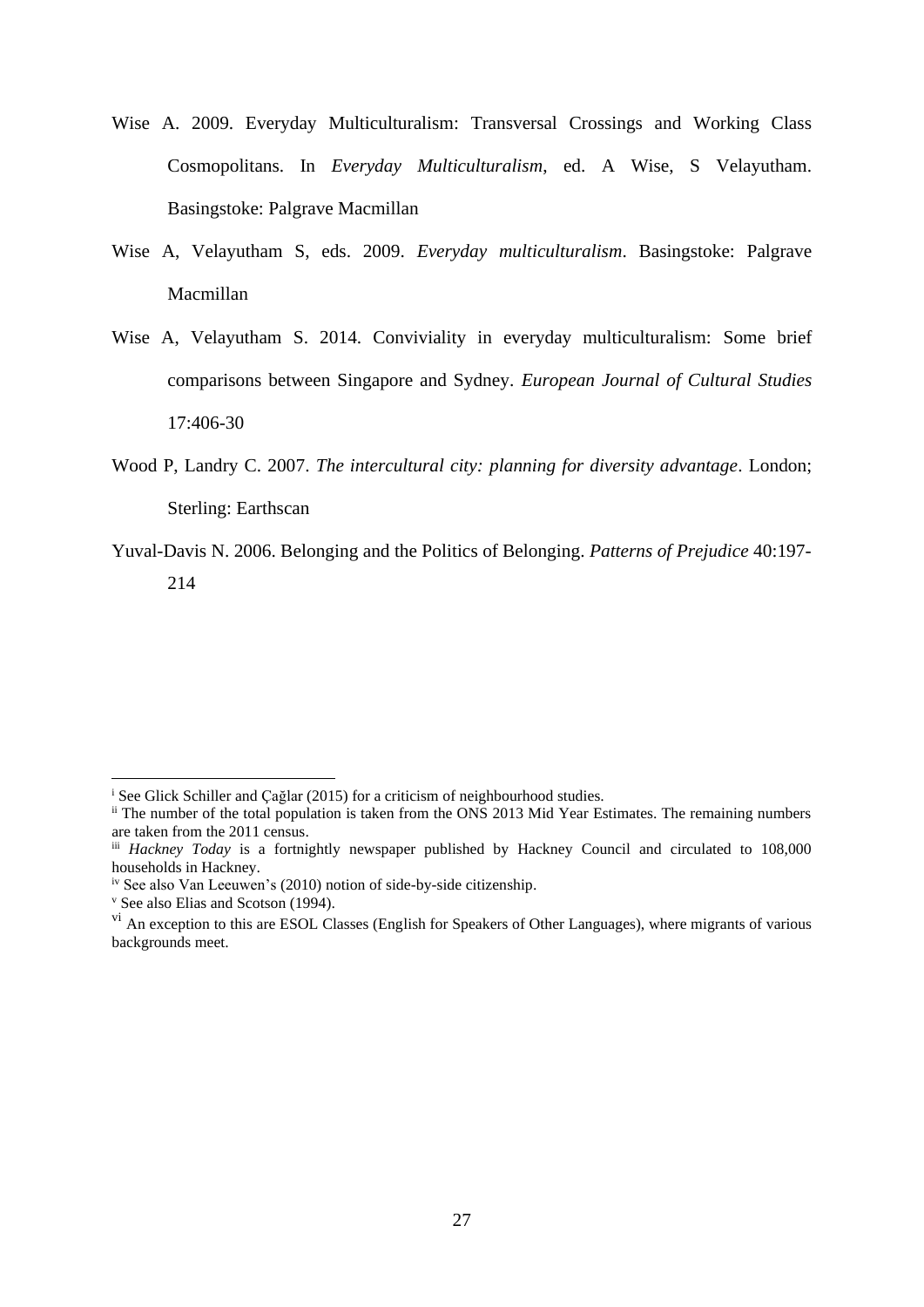Wise A. 2009. Everyday Multiculturalism: Transversal Crossings and Working Class Cosmopolitans. In *Everyday Multiculturalism*, ed. A Wise, S Velayutham. Basingstoke: Palgrave Macmillan

Wise A, Velayutham S, eds. 2009. *Everyday multiculturalism*. Basingstoke: Palgrave Macmillan

Wise A, Velayutham S. 2014. Conviviality in everyday multiculturalism: Some brief comparisons between Singapore and Sydney. *European Journal of Cultural Studies* 17:406-30

Wood P, Landry C. 2007. *The intercultural city: planning for diversity advantage*. London; Sterling: Earthscan

Yuval-Davis N. 2006. Belonging and the Politics of Belonging. *Patterns of Prejudice* 40:197-214

---

[i] See Glick Schiller and Çağlar (2015) for a criticism of neighbourhood studies.

[ii] The number of the total population is taken from the ONS 2013 Mid Year Estimates. The remaining numbers are taken from the 2011 census.

[iii] *Hackney Today* is a fortnightly newspaper published by Hackney Council and circulated to 108,000 households in Hackney.

[iv] See also Van Leeuwen's (2010) notion of side-by-side citizenship.

[v] See also Elias and Scotson (1994).

[vi] An exception to this are ESOL Classes (English for Speakers of Other Languages), where migrants of various backgrounds meet.